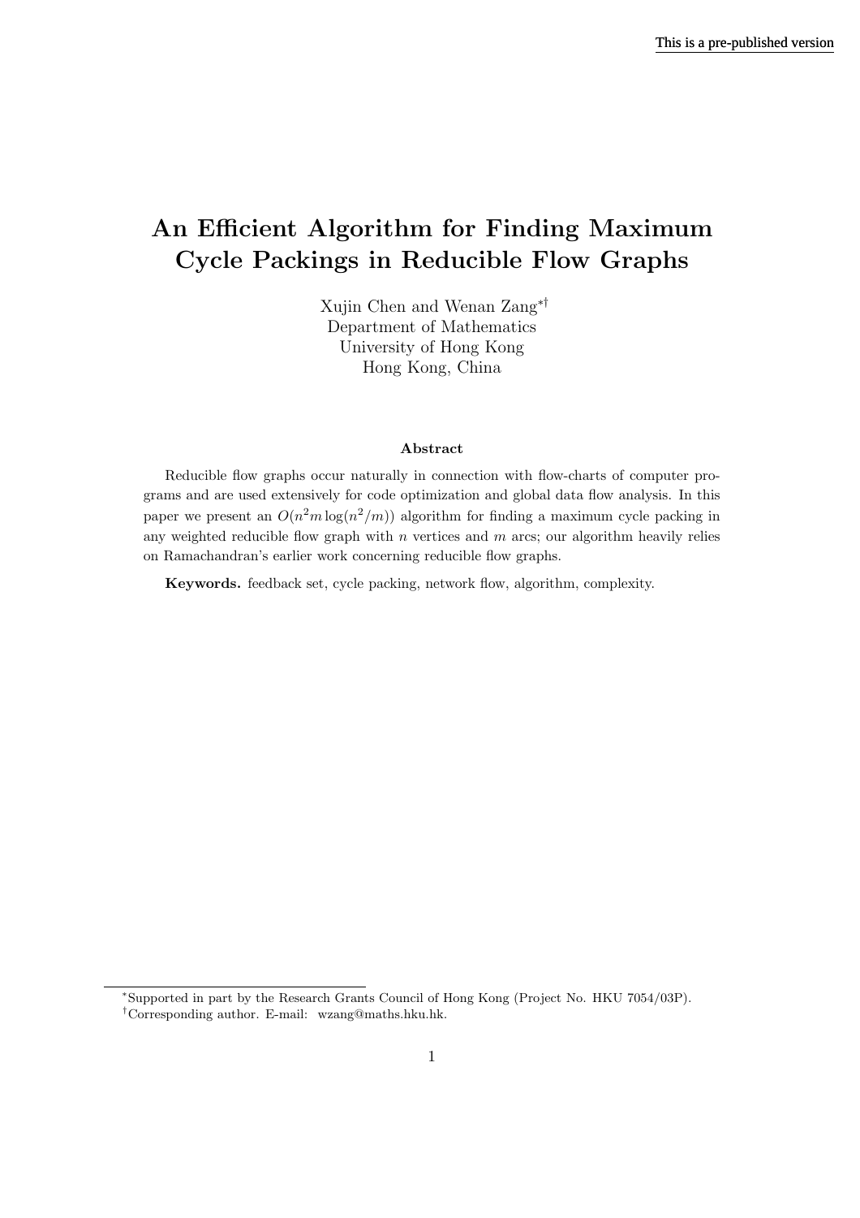This is a pre-published version

# An Efficient Algorithm for Finding Maximum Cycle Packings in Reducible Flow Graphs

Xujin Chen and Wenan Zang*†
Department of Mathematics
University of Hong Kong
Hong Kong, China

### Abstract

Reducible flow graphs occur naturally in connection with flow-charts of computer programs and are used extensively for code optimization and global data flow analysis. In this paper we present an $O(n^2 m \log(n^2/m))$ algorithm for finding a maximum cycle packing in any weighted reducible flow graph with $n$ vertices and $m$ arcs; our algorithm heavily relies on Ramachandran's earlier work concerning reducible flow graphs.

**Keywords.** feedback set, cycle packing, network flow, algorithm, complexity.

*Supported in part by the Research Grants Council of Hong Kong (Project No. HKU 7054/03P).
†Corresponding author. E-mail: wzang@maths.hku.hk.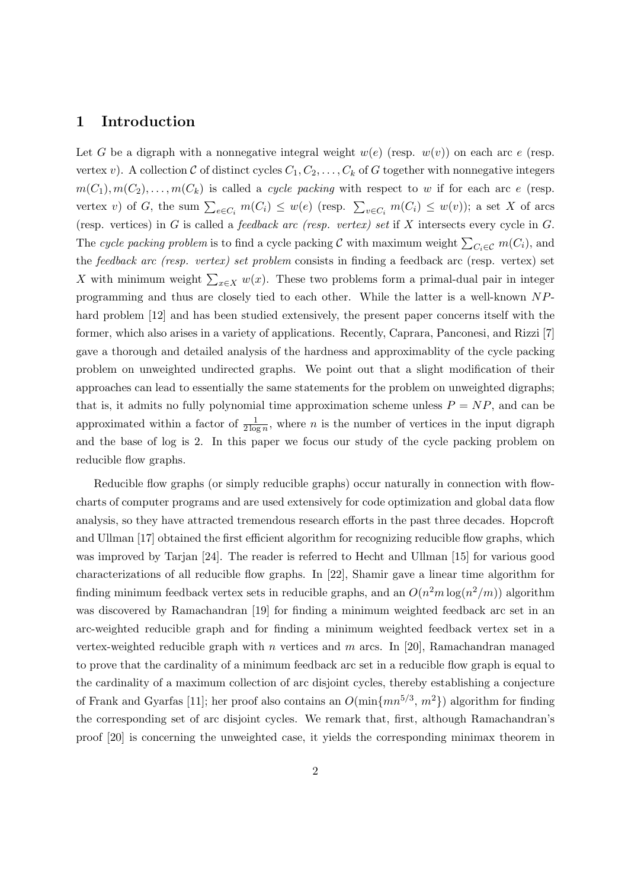# 1 Introduction

Let $G$ be a digraph with a nonnegative integral weight $w(e)$ (resp. $w(v)$) on each arc $e$ (resp. vertex $v$). A collection $\mathcal{C}$ of distinct cycles $C_1, C_2, \ldots, C_k$ of $G$ together with nonnegative integers $m(C_1), m(C_2), \ldots, m(C_k)$ is called a *cycle packing* with respect to $w$ if for each arc $e$ (resp. vertex $v$) of $G$, the sum $\sum_{e \in C_i} m(C_i) \leq w(e)$ (resp. $\sum_{v \in C_i} m(C_i) \leq w(v)$); a set $X$ of arcs (resp. vertices) in $G$ is called a *feedback arc (resp. vertex) set* if $X$ intersects every cycle in $G$. The *cycle packing problem* is to find a cycle packing $\mathcal{C}$ with maximum weight $\sum_{C_i \in \mathcal{C}} m(C_i)$, and the *feedback arc (resp. vertex) set problem* consists in finding a feedback arc (resp. vertex) set $X$ with minimum weight $\sum_{x \in X} w(x)$. These two problems form a primal-dual pair in integer programming and thus are closely tied to each other. While the latter is a well-known $NP$-hard problem [12] and has been studied extensively, the present paper concerns itself with the former, which also arises in a variety of applications. Recently, Caprara, Panconesi, and Rizzi [7] gave a thorough and detailed analysis of the hardness and approximablity of the cycle packing problem on unweighted undirected graphs. We point out that a slight modification of their approaches can lead to essentially the same statements for the problem on unweighted digraphs; that is, it admits no fully polynomial time approximation scheme unless $P = NP$, and can be approximated within a factor of $\frac{1}{2 \log n}$, where $n$ is the number of vertices in the input digraph and the base of log is 2. In this paper we focus our study of the cycle packing problem on reducible flow graphs.

Reducible flow graphs (or simply reducible graphs) occur naturally in connection with flowcharts of computer programs and are used extensively for code optimization and global data flow analysis, so they have attracted tremendous research efforts in the past three decades. Hopcroft and Ullman [17] obtained the first efficient algorithm for recognizing reducible flow graphs, which was improved by Tarjan [24]. The reader is referred to Hecht and Ullman [15] for various good characterizations of all reducible flow graphs. In [22], Shamir gave a linear time algorithm for finding minimum feedback vertex sets in reducible graphs, and an $O(n^2 m \log(n^2/m))$ algorithm was discovered by Ramachandran [19] for finding a minimum weighted feedback arc set in an arc-weighted reducible graph and for finding a minimum weighted feedback vertex set in a vertex-weighted reducible graph with $n$ vertices and $m$ arcs. In [20], Ramachandran managed to prove that the cardinality of a minimum feedback arc set in a reducible flow graph is equal to the cardinality of a maximum collection of arc disjoint cycles, thereby establishing a conjecture of Frank and Gyarfas [11]; her proof also contains an $O(\min\{mn^{5/3}, m^2\})$ algorithm for finding the corresponding set of arc disjoint cycles. We remark that, first, although Ramachandran's proof [20] is concerning the unweighted case, it yields the corresponding minimax theorem in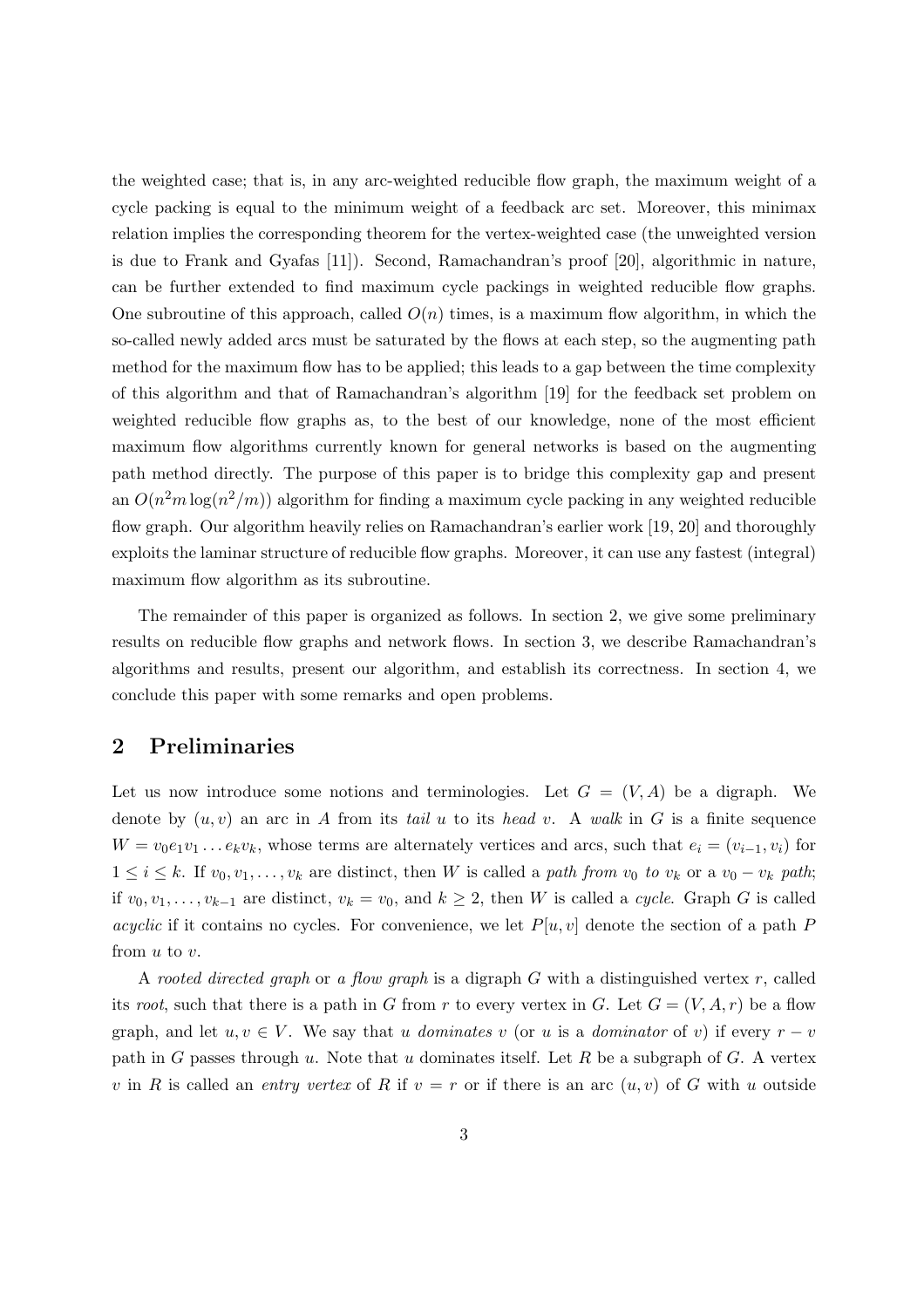the weighted case; that is, in any arc-weighted reducible flow graph, the maximum weight of a cycle packing is equal to the minimum weight of a feedback arc set. Moreover, this minimax relation implies the corresponding theorem for the vertex-weighted case (the unweighted version is due to Frank and Gyafas [11]). Second, Ramachandran's proof [20], algorithmic in nature, can be further extended to find maximum cycle packings in weighted reducible flow graphs. One subroutine of this approach, called $O(n)$ times, is a maximum flow algorithm, in which the so-called newly added arcs must be saturated by the flows at each step, so the augmenting path method for the maximum flow has to be applied; this leads to a gap between the time complexity of this algorithm and that of Ramachandran's algorithm [19] for the feedback set problem on weighted reducible flow graphs as, to the best of our knowledge, none of the most efficient maximum flow algorithms currently known for general networks is based on the augmenting path method directly. The purpose of this paper is to bridge this complexity gap and present an $O(n^2m\log(n^2/m))$ algorithm for finding a maximum cycle packing in any weighted reducible flow graph. Our algorithm heavily relies on Ramachandran's earlier work [19, 20] and thoroughly exploits the laminar structure of reducible flow graphs. Moreover, it can use any fastest (integral) maximum flow algorithm as its subroutine.

The remainder of this paper is organized as follows. In section 2, we give some preliminary results on reducible flow graphs and network flows. In section 3, we describe Ramachandran's algorithms and results, present our algorithm, and establish its correctness. In section 4, we conclude this paper with some remarks and open problems.

## 2 Preliminaries

Let us now introduce some notions and terminologies. Let $G = (V, A)$ be a digraph. We denote by $(u, v)$ an arc in $A$ from its *tail* $u$ to its *head* $v$. A *walk* in $G$ is a finite sequence $W = v_0e_1v_1 \ldots e_kv_k$, whose terms are alternately vertices and arcs, such that $e_i = (v_{i-1}, v_i)$ for $1 \le i \le k$. If $v_0, v_1, \ldots, v_k$ are distinct, then $W$ is called a *path from* $v_0$ *to* $v_k$ or a $v_0 - v_k$ *path*; if $v_0, v_1, \ldots, v_{k-1}$ are distinct, $v_k = v_0$, and $k \ge 2$, then $W$ is called a *cycle*. Graph $G$ is called *acyclic* if it contains no cycles. For convenience, we let $P[u, v]$ denote the section of a path $P$ from $u$ to $v$.

A *rooted directed graph* or *a flow graph* is a digraph $G$ with a distinguished vertex $r$, called its *root*, such that there is a path in $G$ from $r$ to every vertex in $G$. Let $G = (V, A, r)$ be a flow graph, and let $u, v \in V$. We say that $u$ *dominates* $v$ (or $u$ is a *dominator* of $v$) if every $r - v$ path in $G$ passes through $u$. Note that $u$ dominates itself. Let $R$ be a subgraph of $G$. A vertex $v$ in $R$ is called an *entry vertex* of $R$ if $v = r$ or if there is an arc $(u, v)$ of $G$ with $u$ outside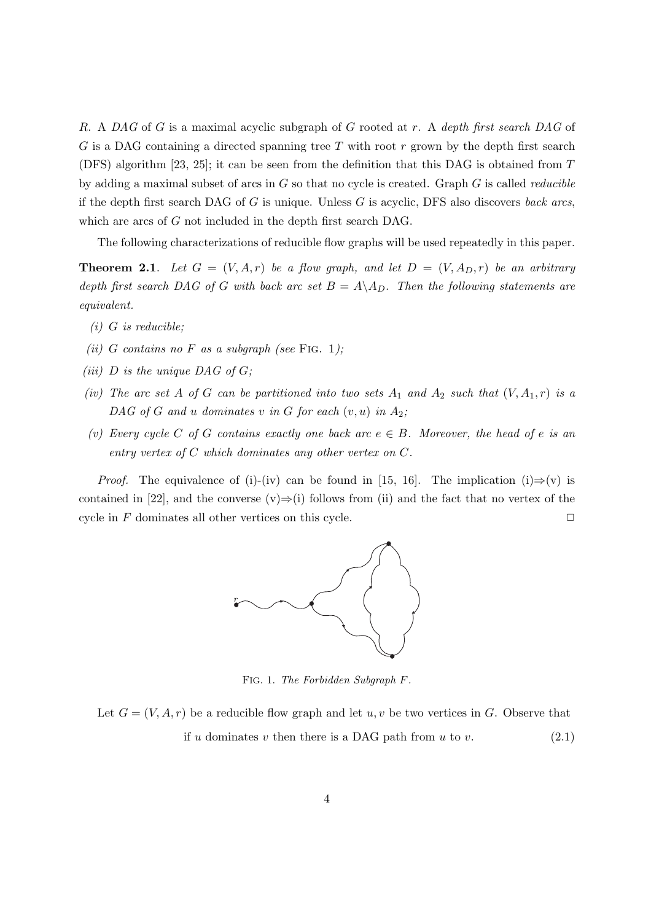$R$. A *DAG* of $G$ is a maximal acyclic subgraph of $G$ rooted at $r$. A *depth first search DAG* of $G$ is a DAG containing a directed spanning tree $T$ with root $r$ grown by the depth first search (DFS) algorithm [23, 25]; it can be seen from the definition that this DAG is obtained from $T$ by adding a maximal subset of arcs in $G$ so that no cycle is created. Graph $G$ is called *reducible* if the depth first search DAG of $G$ is unique. Unless $G$ is acyclic, DFS also discovers *back arcs*, which are arcs of $G$ not included in the depth first search DAG.

The following characterizations of reducible flow graphs will be used repeatedly in this paper.

**Theorem 2.1**. *Let $G = (V, A, r)$ be a flow graph, and let $D = (V, A_D, r)$ be an arbitrary depth first search DAG of $G$ with back arc set $B = A \backslash A_D$. Then the following statements are equivalent.*

*(i) $G$ is reducible;*

*(ii) $G$ contains no $F$ as a subgraph (see* FIG. 1*);*

*(iii) $D$ is the unique DAG of $G$;*

*(iv) The arc set $A$ of $G$ can be partitioned into two sets $A_1$ and $A_2$ such that $(V, A_1, r)$ is a DAG of $G$ and $u$ dominates $v$ in $G$ for each $(v, u)$ in $A_2$;*

*(v) Every cycle $C$ of $G$ contains exactly one back arc $e \in B$. Moreover, the head of $e$ is an entry vertex of $C$ which dominates any other vertex on $C$.*

*Proof.* The equivalence of (i)-(iv) can be found in [15, 16]. The implication (i)$\Rightarrow$(v) is contained in [22], and the converse (v)$\Rightarrow$(i) follows from (ii) and the fact that no vertex of the cycle in $F$ dominates all other vertices on this cycle. $\Box$

r

FIG. 1. *The Forbidden Subgraph $F$.*

Let $G = (V, A, r)$ be a reducible flow graph and let $u, v$ be two vertices in $G$. Observe that

$$\text{if } u \text{ dominates } v \text{ then there is a DAG path from } u \text{ to } v. \tag{2.1}$$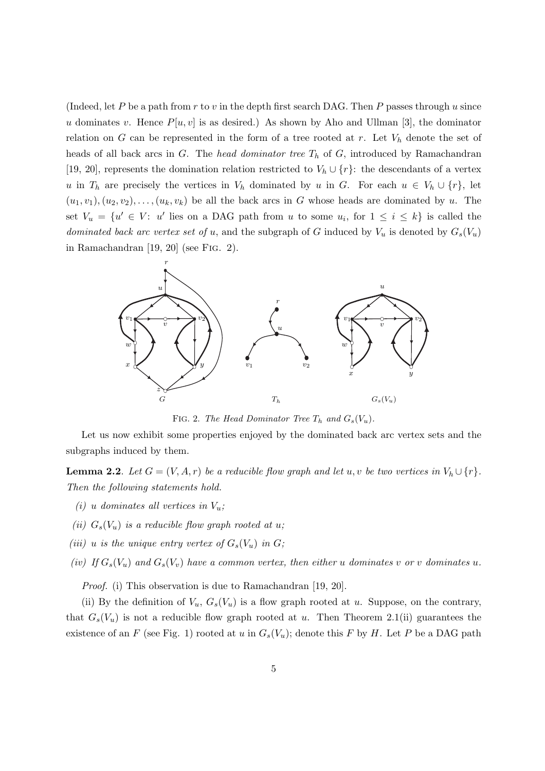(Indeed, let $P$ be a path from $r$ to $v$ in the depth first search DAG. Then $P$ passes through $u$ since $u$ dominates $v$. Hence $P[u, v]$ is as desired.) As shown by Aho and Ullman [3], the dominator relation on $G$ can be represented in the form of a tree rooted at $r$. Let $V_h$ denote the set of heads of all back arcs in $G$. The *head dominator tree* $T_h$ of $G$, introduced by Ramachandran [19, 20], represents the domination relation restricted to $V_h \cup \{r\}$: the descendants of a vertex $u$ in $T_h$ are precisely the vertices in $V_h$ dominated by $u$ in $G$. For each $u \in V_h \cup \{r\}$, let $(u_1, v_1), (u_2, v_2), \ldots, (u_k, v_k)$ be all the back arcs in $G$ whose heads are dominated by $u$. The set $V_u = \{u' \in V\colon\ u'$ lies on a DAG path from $u$ to some $u_i$, for $1 \leq i \leq k\}$ is called the *dominated back arc vertex set of* $u$, and the subgraph of $G$ induced by $V_u$ is denoted by $G_s(V_u)$ in Ramachandran [19, 20] (see Fig. 2).

r
u
v1
v
v2
w
x
y
z
G

r
u
v1
v2
$T_h$

u
v1
v
v2
w
x
y
$G_s(V_u)$

Fig. 2. *The Head Dominator Tree* $T_h$ *and* $G_s(V_u)$.

Let us now exhibit some properties enjoyed by the dominated back arc vertex sets and the subgraphs induced by them.

**Lemma 2.2**. *Let* $G = (V, A, r)$ *be a reducible flow graph and let* $u, v$ *be two vertices in* $V_h \cup \{r\}$. *Then the following statements hold.*

*(i)* $u$ *dominates all vertices in* $V_u$*;*

*(ii)* $G_s(V_u)$ *is a reducible flow graph rooted at* $u$*;*

*(iii)* $u$ *is the unique entry vertex of* $G_s(V_u)$ *in* $G$*;*

*(iv) If* $G_s(V_u)$ *and* $G_s(V_v)$ *have a common vertex, then either* $u$ *dominates* $v$ *or* $v$ *dominates* $u$.

*Proof.* (i) This observation is due to Ramachandran [19, 20].

(ii) By the definition of $V_u$, $G_s(V_u)$ is a flow graph rooted at $u$. Suppose, on the contrary, that $G_s(V_u)$ is not a reducible flow graph rooted at $u$. Then Theorem 2.1(ii) guarantees the existence of an $F$ (see Fig. 1) rooted at $u$ in $G_s(V_u)$; denote this $F$ by $H$. Let $P$ be a DAG path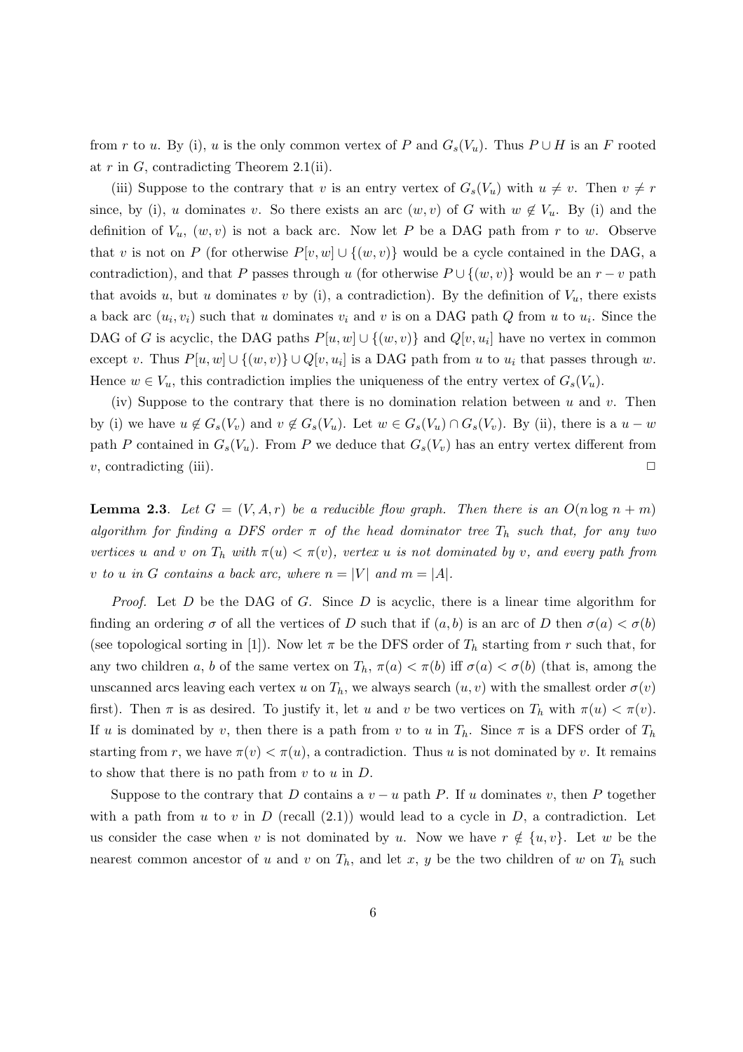from $r$ to $u$. By (i), $u$ is the only common vertex of $P$ and $G_s(V_u)$. Thus $P \cup H$ is an $F$ rooted at $r$ in $G$, contradicting Theorem 2.1(ii).

(iii) Suppose to the contrary that $v$ is an entry vertex of $G_s(V_u)$ with $u \neq v$. Then $v \neq r$ since, by (i), $u$ dominates $v$. So there exists an arc $(w, v)$ of $G$ with $w \notin V_u$. By (i) and the definition of $V_u$, $(w, v)$ is not a back arc. Now let $P$ be a DAG path from $r$ to $w$. Observe that $v$ is not on $P$ (for otherwise $P[v, w] \cup \{(w, v)\}$ would be a cycle contained in the DAG, a contradiction), and that $P$ passes through $u$ (for otherwise $P \cup \{(w, v)\}$ would be an $r - v$ path that avoids $u$, but $u$ dominates $v$ by (i), a contradiction). By the definition of $V_u$, there exists a back arc $(u_i, v_i)$ such that $u$ dominates $v_i$ and $v$ is on a DAG path $Q$ from $u$ to $u_i$. Since the DAG of $G$ is acyclic, the DAG paths $P[u, w] \cup \{(w, v)\}$ and $Q[v, u_i]$ have no vertex in common except $v$. Thus $P[u, w] \cup \{(w, v)\} \cup Q[v, u_i]$ is a DAG path from $u$ to $u_i$ that passes through $w$. Hence $w \in V_u$, this contradiction implies the uniqueness of the entry vertex of $G_s(V_u)$.

(iv) Suppose to the contrary that there is no domination relation between $u$ and $v$. Then by (i) we have $u \notin G_s(V_v)$ and $v \notin G_s(V_u)$. Let $w \in G_s(V_u) \cap G_s(V_v)$. By (ii), there is a $u - w$ path $P$ contained in $G_s(V_u)$. From $P$ we deduce that $G_s(V_v)$ has an entry vertex different from $v$, contradicting (iii). $\square$

**Lemma 2.3**. *Let $G = (V, A, r)$ be a reducible flow graph. Then there is an $O(n \log n + m)$ algorithm for finding a DFS order $\pi$ of the head dominator tree $T_h$ such that, for any two vertices $u$ and $v$ on $T_h$ with $\pi(u) < \pi(v)$, vertex $u$ is not dominated by $v$, and every path from $v$ to $u$ in $G$ contains a back arc, where $n = |V|$ and $m = |A|$.*

*Proof.* Let $D$ be the DAG of $G$. Since $D$ is acyclic, there is a linear time algorithm for finding an ordering $\sigma$ of all the vertices of $D$ such that if $(a, b)$ is an arc of $D$ then $\sigma(a) < \sigma(b)$ (see topological sorting in [1]). Now let $\pi$ be the DFS order of $T_h$ starting from $r$ such that, for any two children $a$, $b$ of the same vertex on $T_h$, $\pi(a) < \pi(b)$ iff $\sigma(a) < \sigma(b)$ (that is, among the unscanned arcs leaving each vertex $u$ on $T_h$, we always search $(u, v)$ with the smallest order $\sigma(v)$ first). Then $\pi$ is as desired. To justify it, let $u$ and $v$ be two vertices on $T_h$ with $\pi(u) < \pi(v)$. If $u$ is dominated by $v$, then there is a path from $v$ to $u$ in $T_h$. Since $\pi$ is a DFS order of $T_h$ starting from $r$, we have $\pi(v) < \pi(u)$, a contradiction. Thus $u$ is not dominated by $v$. It remains to show that there is no path from $v$ to $u$ in $D$.

Suppose to the contrary that $D$ contains a $v - u$ path $P$. If $u$ dominates $v$, then $P$ together with a path from $u$ to $v$ in $D$ (recall (2.1)) would lead to a cycle in $D$, a contradiction. Let us consider the case when $v$ is not dominated by $u$. Now we have $r \notin \{u, v\}$. Let $w$ be the nearest common ancestor of $u$ and $v$ on $T_h$, and let $x$, $y$ be the two children of $w$ on $T_h$ such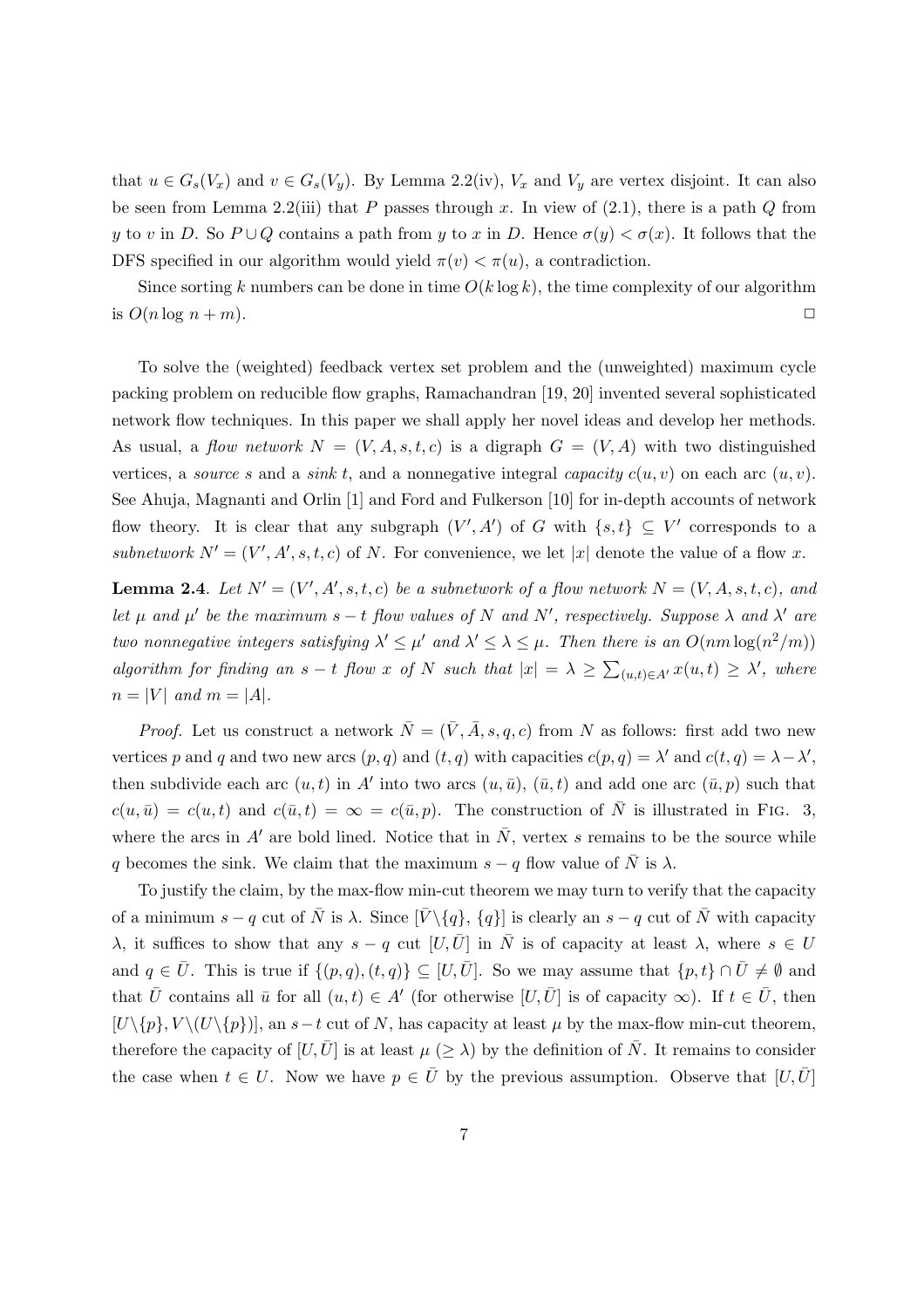that $u \in G_s(V_x)$ and $v \in G_s(V_y)$. By Lemma 2.2(iv), $V_x$ and $V_y$ are vertex disjoint. It can also be seen from Lemma 2.2(iii) that $P$ passes through $x$. In view of (2.1), there is a path $Q$ from $y$ to $v$ in $D$. So $P \cup Q$ contains a path from $y$ to $x$ in $D$. Hence $\sigma(y) < \sigma(x)$. It follows that the DFS specified in our algorithm would yield $\pi(v) < \pi(u)$, a contradiction.

Since sorting $k$ numbers can be done in time $O(k \log k)$, the time complexity of our algorithm is $O(n \log n + m)$. □

To solve the (weighted) feedback vertex set problem and the (unweighted) maximum cycle packing problem on reducible flow graphs, Ramachandran [19, 20] invented several sophisticated network flow techniques. In this paper we shall apply her novel ideas and develop her methods. As usual, a *flow network* $N = (V, A, s, t, c)$ is a digraph $G = (V, A)$ with two distinguished vertices, a *source* $s$ and a *sink* $t$, and a nonnegative integral *capacity* $c(u, v)$ on each arc $(u, v)$. See Ahuja, Magnanti and Orlin [1] and Ford and Fulkerson [10] for in-depth accounts of network flow theory. It is clear that any subgraph $(V', A')$ of $G$ with $\{s, t\} \subseteq V'$ corresponds to a *subnetwork* $N' = (V', A', s, t, c)$ of $N$. For convenience, we let $|x|$ denote the value of a flow $x$.

**Lemma 2.4**. *Let $N' = (V', A', s, t, c)$ be a subnetwork of a flow network $N = (V, A, s, t, c)$, and let $\mu$ and $\mu'$ be the maximum $s - t$ flow values of $N$ and $N'$, respectively. Suppose $\lambda$ and $\lambda'$ are two nonnegative integers satisfying $\lambda' \leq \mu'$ and $\lambda' \leq \lambda \leq \mu$. Then there is an $O(nm \log(n^2/m))$ algorithm for finding an $s - t$ flow $x$ of $N$ such that $|x| = \lambda \geq \sum_{(u,t) \in A'} x(u, t) \geq \lambda'$, where $n = |V|$ and $m = |A|$.*

*Proof.* Let us construct a network $\bar{N} = (\bar{V}, \bar{A}, s, q, c)$ from $N$ as follows: first add two new vertices $p$ and $q$ and two new arcs $(p, q)$ and $(t, q)$ with capacities $c(p, q) = \lambda'$ and $c(t, q) = \lambda - \lambda'$, then subdivide each arc $(u, t)$ in $A'$ into two arcs $(u, \bar{u})$, $(\bar{u}, t)$ and add one arc $(\bar{u}, p)$ such that $c(u, \bar{u}) = c(u, t)$ and $c(\bar{u}, t) = \infty = c(\bar{u}, p)$. The construction of $\bar{N}$ is illustrated in Fig. 3, where the arcs in $A'$ are bold lined. Notice that in $\bar{N}$, vertex $s$ remains to be the source while $q$ becomes the sink. We claim that the maximum $s - q$ flow value of $\bar{N}$ is $\lambda$.

To justify the claim, by the max-flow min-cut theorem we may turn to verify that the capacity of a minimum $s - q$ cut of $\bar{N}$ is $\lambda$. Since $[\bar{V} \backslash \{q\}, \{q\}]$ is clearly an $s - q$ cut of $\bar{N}$ with capacity $\lambda$, it suffices to show that any $s - q$ cut $[U, \bar{U}]$ in $\bar{N}$ is of capacity at least $\lambda$, where $s \in U$ and $q \in \bar{U}$. This is true if $\{(p, q), (t, q)\} \subseteq [U, \bar{U}]$. So we may assume that $\{p, t\} \cap \bar{U} \neq \emptyset$ and that $\bar{U}$ contains all $\bar{u}$ for all $(u, t) \in A'$ (for otherwise $[U, \bar{U}]$ is of capacity $\infty$). If $t \in \bar{U}$, then $[U \backslash \{p\}, V \backslash (U \backslash \{p\})]$, an $s - t$ cut of $N$, has capacity at least $\mu$ by the max-flow min-cut theorem, therefore the capacity of $[U, \bar{U}]$ is at least $\mu$ $(\geq \lambda)$ by the definition of $\bar{N}$. It remains to consider the case when $t \in U$. Now we have $p \in \bar{U}$ by the previous assumption. Observe that $[U, \bar{U}]$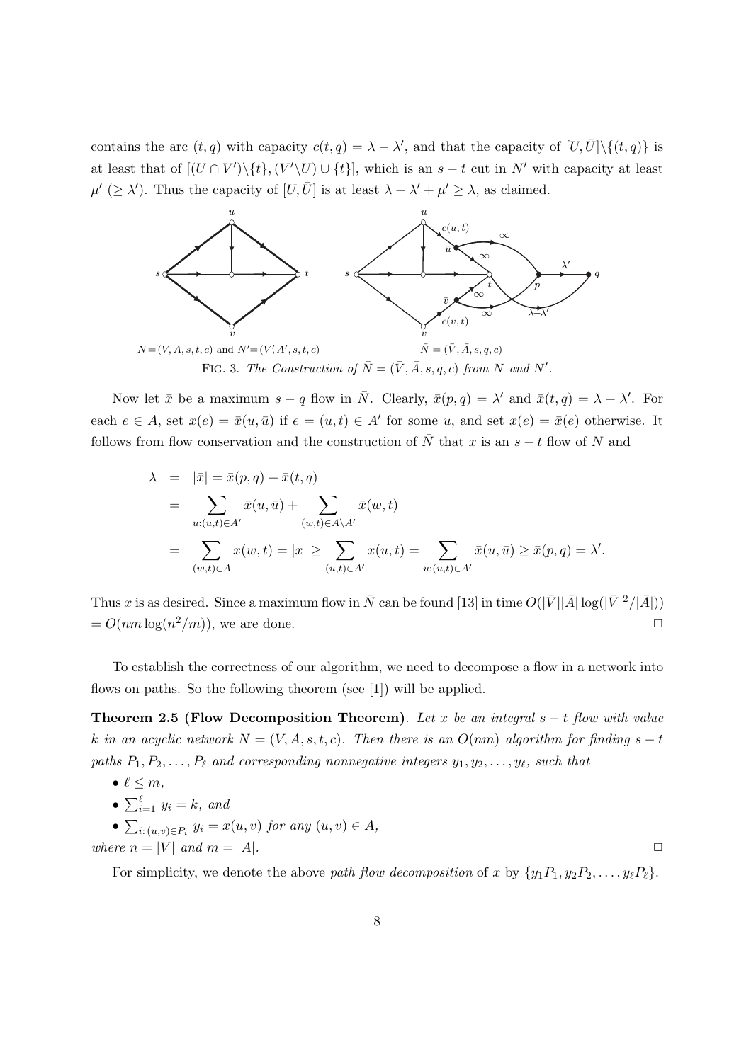contains the arc $(t, q)$ with capacity $c(t, q) = \lambda - \lambda'$, and that the capacity of $[U, \bar{U}] \backslash \{(t, q)\}$ is at least that of $[(U \cap V') \backslash \{t\}, (V' \backslash U) \cup \{t\}]$, which is an $s - t$ cut in $N'$ with capacity at least $\mu'$ $(\geq \lambda')$. Thus the capacity of $[U, \bar{U}]$ is at least $\lambda - \lambda' + \mu' \geq \lambda$, as claimed.

u
s
t
v
$N=(V, A, s, t, c)$ and $N'=(V', A', s, t, c)$

u
$c(u, t)$
$\infty$
$\bar{u}$
$\infty$
$\lambda'$
s
t
p
q
$\infty$
$\bar{v}$
$\infty$
$\lambda - \lambda'$
$c(v, t)$
v
$\bar{N} = (\bar{V}, \bar{A}, s, q, c)$

FIG. 3. *The Construction of $\bar{N} = (\bar{V}, \bar{A}, s, q, c)$ from $N$ and $N'$.*

Now let $\bar{x}$ be a maximum $s - q$ flow in $\bar{N}$. Clearly, $\bar{x}(p, q) = \lambda'$ and $\bar{x}(t, q) = \lambda - \lambda'$. For each $e \in A$, set $x(e) = \bar{x}(u, \bar{u})$ if $e = (u, t) \in A'$ for some $u$, and set $x(e) = \bar{x}(e)$ otherwise. It follows from flow conservation and the construction of $\bar{N}$ that $x$ is an $s - t$ flow of $N$ and

$$
\begin{aligned}
\lambda &= |\bar{x}| = \bar{x}(p, q) + \bar{x}(t, q) \\
&= \sum_{u:(u,t) \in A'} \bar{x}(u, \bar{u}) + \sum_{(w,t) \in A \backslash A'} \bar{x}(w, t) \\
&= \sum_{(w,t) \in A} x(w, t) = |x| \geq \sum_{(u,t) \in A'} x(u, t) = \sum_{u:(u,t) \in A'} \bar{x}(u, \bar{u}) \geq \bar{x}(p, q) = \lambda'.
\end{aligned}
$$

Thus $x$ is as desired. Since a maximum flow in $\bar{N}$ can be found [13] in time $O(|\bar{V}||\bar{A}| \log(|\bar{V}|^2/|\bar{A}|))$ $= O(nm \log(n^2/m))$, we are done. □

To establish the correctness of our algorithm, we need to decompose a flow in a network into flows on paths. So the following theorem (see [1]) will be applied.

**Theorem 2.5 (Flow Decomposition Theorem).** *Let $x$ be an integral $s - t$ flow with value $k$ in an acyclic network $N = (V, A, s, t, c)$. Then there is an $O(nm)$ algorithm for finding $s - t$ paths $P_1, P_2, \ldots, P_\ell$ and corresponding nonnegative integers $y_1, y_2, \ldots, y_\ell$, such that*

- $\ell \leq m$,
- $\sum_{i=1}^{\ell} y_i = k$, *and*
- $\sum_{i:(u,v) \in P_i} y_i = x(u, v)$ *for any* $(u, v) \in A$,

*where $n = |V|$ and $m = |A|$.* □

For simplicity, we denote the above *path flow decomposition* of $x$ by $\{y_1 P_1, y_2 P_2, \ldots, y_\ell P_\ell\}$.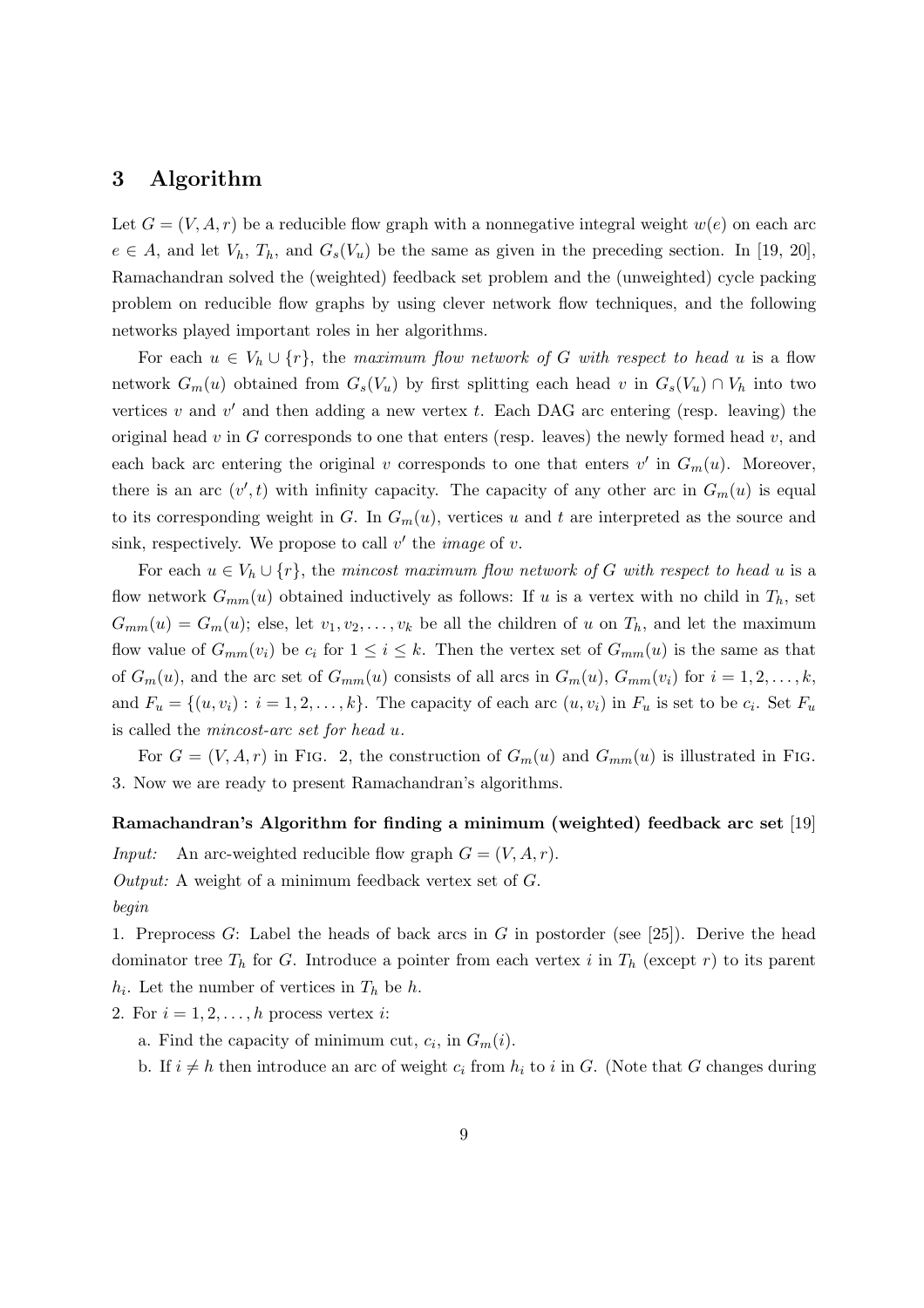## 3 Algorithm

Let $G = (V, A, r)$ be a reducible flow graph with a nonnegative integral weight $w(e)$ on each arc $e \in A$, and let $V_h$, $T_h$, and $G_s(V_u)$ be the same as given in the preceding section. In [19, 20], Ramachandran solved the (weighted) feedback set problem and the (unweighted) cycle packing problem on reducible flow graphs by using clever network flow techniques, and the following networks played important roles in her algorithms.

For each $u \in V_h \cup \{r\}$, the *maximum flow network of $G$ with respect to head $u$* is a flow network $G_m(u)$ obtained from $G_s(V_u)$ by first splitting each head $v$ in $G_s(V_u) \cap V_h$ into two vertices $v$ and $v'$ and then adding a new vertex $t$. Each DAG arc entering (resp. leaving) the original head $v$ in $G$ corresponds to one that enters (resp. leaves) the newly formed head $v$, and each back arc entering the original $v$ corresponds to one that enters $v'$ in $G_m(u)$. Moreover, there is an arc $(v', t)$ with infinity capacity. The capacity of any other arc in $G_m(u)$ is equal to its corresponding weight in $G$. In $G_m(u)$, vertices $u$ and $t$ are interpreted as the source and sink, respectively. We propose to call $v'$ the *image* of $v$.

For each $u \in V_h \cup \{r\}$, the *mincost maximum flow network of $G$ with respect to head $u$* is a flow network $G_{mm}(u)$ obtained inductively as follows: If $u$ is a vertex with no child in $T_h$, set $G_{mm}(u) = G_m(u)$; else, let $v_1, v_2, \ldots, v_k$ be all the children of $u$ on $T_h$, and let the maximum flow value of $G_{mm}(v_i)$ be $c_i$ for $1 \le i \le k$. Then the vertex set of $G_{mm}(u)$ is the same as that of $G_m(u)$, and the arc set of $G_{mm}(u)$ consists of all arcs in $G_m(u)$, $G_{mm}(v_i)$ for $i = 1, 2, \ldots, k$, and $F_u = \{(u, v_i) : i = 1, 2, \ldots, k\}$. The capacity of each arc $(u, v_i)$ in $F_u$ is set to be $c_i$. Set $F_u$ is called the *mincost-arc set for head $u$*.

For $G = (V, A, r)$ in Fig. 2, the construction of $G_m(u)$ and $G_{mm}(u)$ is illustrated in Fig. 3. Now we are ready to present Ramachandran's algorithms.

**Ramachandran's Algorithm for finding a minimum (weighted) feedback arc set** [19]

*Input:* An arc-weighted reducible flow graph $G = (V, A, r)$.

*Output:* A weight of a minimum feedback vertex set of $G$.

*begin*

1. Preprocess $G$: Label the heads of back arcs in $G$ in postorder (see [25]). Derive the head dominator tree $T_h$ for $G$. Introduce a pointer from each vertex $i$ in $T_h$ (except $r$) to its parent $h_i$. Let the number of vertices in $T_h$ be $h$.

2. For $i = 1, 2, \ldots, h$ process vertex $i$:

   a. Find the capacity of minimum cut, $c_i$, in $G_m(i)$.

   b. If $i \neq h$ then introduce an arc of weight $c_i$ from $h_i$ to $i$ in $G$. (Note that $G$ changes during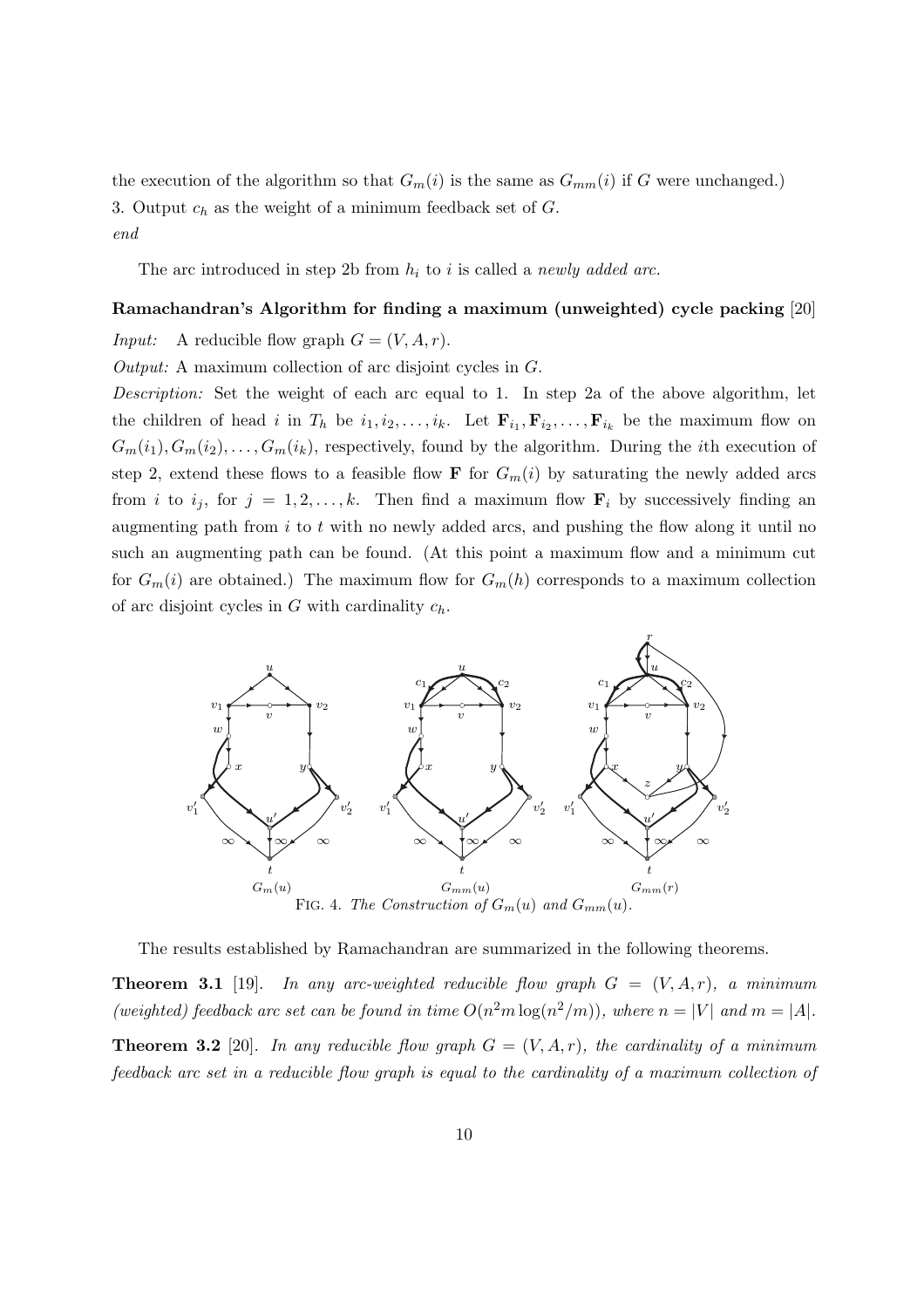the execution of the algorithm so that $G_m(i)$ is the same as $G_{mm}(i)$ if $G$ were unchanged.)

3. Output $c_h$ as the weight of a minimum feedback set of $G$.

*end*

The arc introduced in step 2b from $h_i$ to $i$ is called a *newly added arc.*

**Ramachandran's Algorithm for finding a maximum (unweighted) cycle packing** [20]

*Input:* A reducible flow graph $G = (V, A, r)$.

*Output:* A maximum collection of arc disjoint cycles in $G$.

*Description:* Set the weight of each arc equal to 1. In step 2a of the above algorithm, let the children of head $i$ in $T_h$ be $i_1, i_2, \ldots, i_k$. Let $\mathbf{F}_{i_1}, \mathbf{F}_{i_2}, \ldots, \mathbf{F}_{i_k}$ be the maximum flow on $G_m(i_1), G_m(i_2), \ldots, G_m(i_k)$, respectively, found by the algorithm. During the $i$th execution of step 2, extend these flows to a feasible flow $\mathbf{F}$ for $G_m(i)$ by saturating the newly added arcs from $i$ to $i_j$, for $j = 1, 2, \ldots, k$. Then find a maximum flow $\mathbf{F}_i$ by successively finding an augmenting path from $i$ to $t$ with no newly added arcs, and pushing the flow along it until no such an augmenting path can be found. (At this point a maximum flow and a minimum cut for $G_m(i)$ are obtained.) The maximum flow for $G_m(h)$ corresponds to a maximum collection of arc disjoint cycles in $G$ with cardinality $c_h$.

$G_m(u)$ $G_{mm}(u)$ $G_{mm}(r)$

FIG. 4. *The Construction of $G_m(u)$ and $G_{mm}(u)$.*

The results established by Ramachandran are summarized in the following theorems.

**Theorem 3.1** [19]. *In any arc-weighted reducible flow graph $G = (V, A, r)$, a minimum (weighted) feedback arc set can be found in time $O(n^2 m \log(n^2/m))$, where $n = |V|$ and $m = |A|$.*

**Theorem 3.2** [20]. *In any reducible flow graph $G = (V, A, r)$, the cardinality of a minimum feedback arc set in a reducible flow graph is equal to the cardinality of a maximum collection of*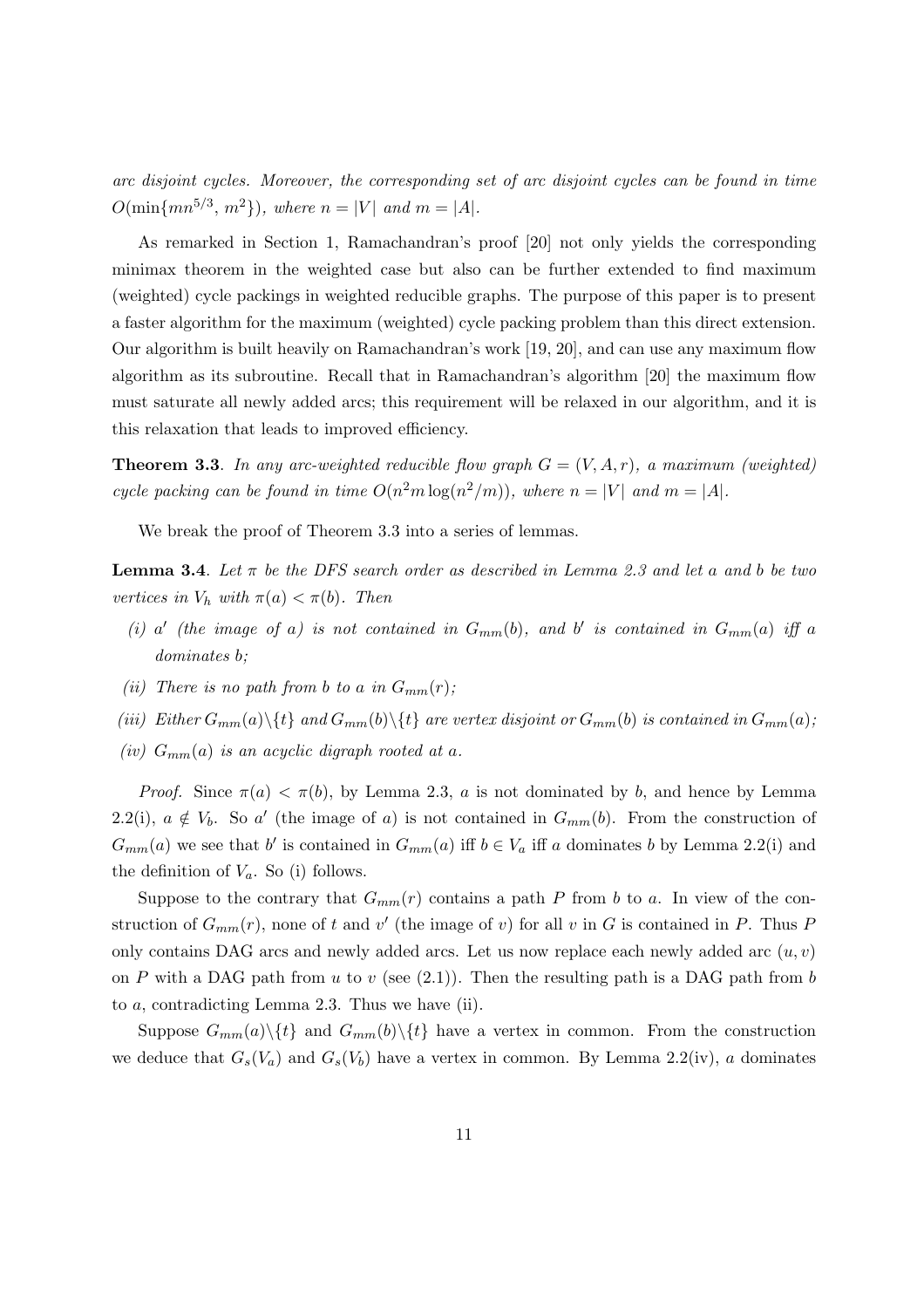*arc disjoint cycles. Moreover, the corresponding set of arc disjoint cycles can be found in time $O(\min\{mn^{5/3}, m^2\})$, where $n = |V|$ and $m = |A|$.*

As remarked in Section 1, Ramachandran's proof [20] not only yields the corresponding minimax theorem in the weighted case but also can be further extended to find maximum (weighted) cycle packings in weighted reducible graphs. The purpose of this paper is to present a faster algorithm for the maximum (weighted) cycle packing problem than this direct extension. Our algorithm is built heavily on Ramachandran's work [19, 20], and can use any maximum flow algorithm as its subroutine. Recall that in Ramachandran's algorithm [20] the maximum flow must saturate all newly added arcs; this requirement will be relaxed in our algorithm, and it is this relaxation that leads to improved efficiency.

**Theorem 3.3**. *In any arc-weighted reducible flow graph $G = (V, A, r)$, a maximum (weighted) cycle packing can be found in time $O(n^2 m \log(n^2/m))$, where $n = |V|$ and $m = |A|$.*

We break the proof of Theorem 3.3 into a series of lemmas.

**Lemma 3.4**. *Let $\pi$ be the DFS search order as described in Lemma 2.3 and let $a$ and $b$ be two vertices in $V_h$ with $\pi(a) < \pi(b)$. Then*

*(i) $a'$ (the image of $a$) is not contained in $G_{mm}(b)$, and $b'$ is contained in $G_{mm}(a)$ iff $a$ dominates $b$;*

*(ii) There is no path from $b$ to $a$ in $G_{mm}(r)$;*

*(iii) Either $G_{mm}(a)\backslash\{t\}$ and $G_{mm}(b)\backslash\{t\}$ are vertex disjoint or $G_{mm}(b)$ is contained in $G_{mm}(a)$;*

*(iv) $G_{mm}(a)$ is an acyclic digraph rooted at $a$.*

*Proof.* Since $\pi(a) < \pi(b)$, by Lemma 2.3, $a$ is not dominated by $b$, and hence by Lemma 2.2(i), $a \notin V_b$. So $a'$ (the image of $a$) is not contained in $G_{mm}(b)$. From the construction of $G_{mm}(a)$ we see that $b'$ is contained in $G_{mm}(a)$ iff $b \in V_a$ iff $a$ dominates $b$ by Lemma 2.2(i) and the definition of $V_a$. So (i) follows.

Suppose to the contrary that $G_{mm}(r)$ contains a path $P$ from $b$ to $a$. In view of the construction of $G_{mm}(r)$, none of $t$ and $v'$ (the image of $v$) for all $v$ in $G$ is contained in $P$. Thus $P$ only contains DAG arcs and newly added arcs. Let us now replace each newly added arc $(u, v)$ on $P$ with a DAG path from $u$ to $v$ (see (2.1)). Then the resulting path is a DAG path from $b$ to $a$, contradicting Lemma 2.3. Thus we have (ii).

Suppose $G_{mm}(a)\backslash\{t\}$ and $G_{mm}(b)\backslash\{t\}$ have a vertex in common. From the construction we deduce that $G_s(V_a)$ and $G_s(V_b)$ have a vertex in common. By Lemma 2.2(iv), $a$ dominates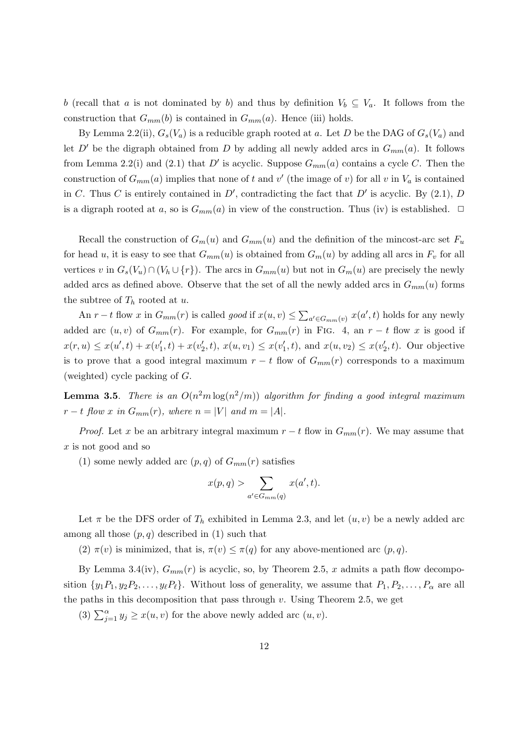$b$ (recall that $a$ is not dominated by $b$) and thus by definition $V_b \subseteq V_a$. It follows from the construction that $G_{mm}(b)$ is contained in $G_{mm}(a)$. Hence (iii) holds.

By Lemma 2.2(ii), $G_s(V_a)$ is a reducible graph rooted at $a$. Let $D$ be the DAG of $G_s(V_a)$ and let $D'$ be the digraph obtained from $D$ by adding all newly added arcs in $G_{mm}(a)$. It follows from Lemma 2.2(i) and (2.1) that $D'$ is acyclic. Suppose $G_{mm}(a)$ contains a cycle $C$. Then the construction of $G_{mm}(a)$ implies that none of $t$ and $v'$ (the image of $v$) for all $v$ in $V_a$ is contained in $C$. Thus $C$ is entirely contained in $D'$, contradicting the fact that $D'$ is acyclic. By (2.1), $D$ is a digraph rooted at $a$, so is $G_{mm}(a)$ in view of the construction. Thus (iv) is established. $\Box$

Recall the construction of $G_m(u)$ and $G_{mm}(u)$ and the definition of the mincost-arc set $F_u$ for head $u$, it is easy to see that $G_{mm}(u)$ is obtained from $G_m(u)$ by adding all arcs in $F_v$ for all vertices $v$ in $G_s(V_u) \cap (V_h \cup \{r\})$. The arcs in $G_{mm}(u)$ but not in $G_m(u)$ are precisely the newly added arcs as defined above. Observe that the set of all the newly added arcs in $G_{mm}(u)$ forms the subtree of $T_h$ rooted at $u$.

An $r - t$ flow $x$ in $G_{mm}(r)$ is called *good* if $x(u, v) \leq \sum_{a' \in G_{mm}(v)} x(a', t)$ holds for any newly added arc $(u, v)$ of $G_{mm}(r)$. For example, for $G_{mm}(r)$ in Fig. 4, an $r - t$ flow $x$ is good if $x(r, u) \leq x(u', t) + x(v_1', t) + x(v_2', t)$, $x(u, v_1) \leq x(v_1', t)$, and $x(u, v_2) \leq x(v_2', t)$. Our objective is to prove that a good integral maximum $r - t$ flow of $G_{mm}(r)$ corresponds to a maximum (weighted) cycle packing of $G$.

**Lemma 3.5**. *There is an $O(n^2 m \log(n^2/m))$ algorithm for finding a good integral maximum $r - t$ flow $x$ in $G_{mm}(r)$, where $n = |V|$ and $m = |A|$.*

*Proof.* Let $x$ be an arbitrary integral maximum $r - t$ flow in $G_{mm}(r)$. We may assume that $x$ is not good and so

(1) some newly added arc $(p, q)$ of $G_{mm}(r)$ satisfies

$$x(p, q) > \sum_{a' \in G_{mm}(q)} x(a', t).$$

Let $\pi$ be the DFS order of $T_h$ exhibited in Lemma 2.3, and let $(u, v)$ be a newly added arc among all those $(p, q)$ described in (1) such that

(2) $\pi(v)$ is minimized, that is, $\pi(v) \leq \pi(q)$ for any above-mentioned arc $(p, q)$.

By Lemma 3.4(iv), $G_{mm}(r)$ is acyclic, so, by Theorem 2.5, $x$ admits a path flow decomposition $\{y_1 P_1, y_2 P_2, \ldots, y_\ell P_\ell\}$. Without loss of generality, we assume that $P_1, P_2, \ldots, P_\alpha$ are all the paths in this decomposition that pass through $v$. Using Theorem 2.5, we get

(3) $\sum_{j=1}^{\alpha} y_j \geq x(u, v)$ for the above newly added arc $(u, v)$.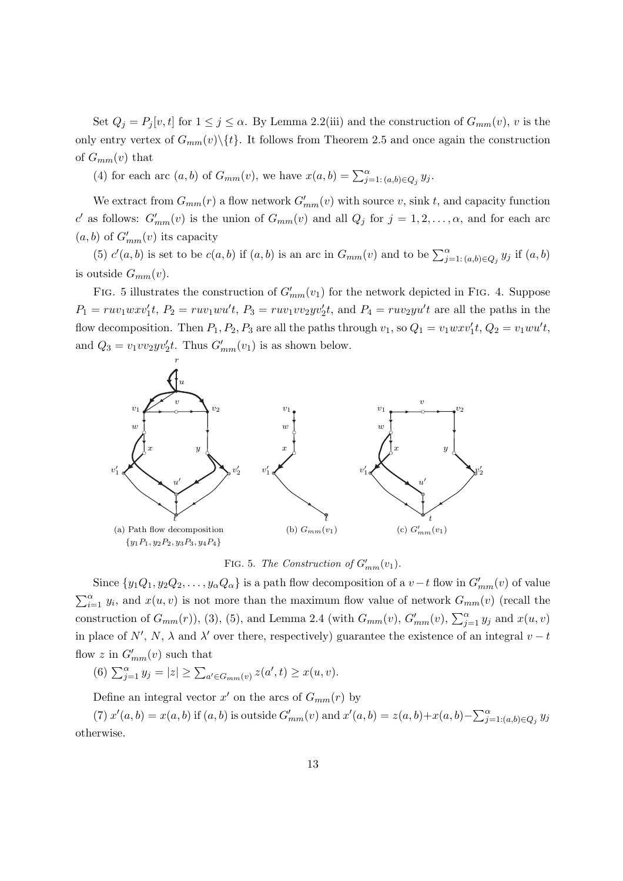Set $Q_j = P_j[v, t]$ for $1 \le j \le \alpha$. By Lemma 2.2(iii) and the construction of $G_{mm}(v)$, $v$ is the only entry vertex of $G_{mm}(v) \backslash \{t\}$. It follows from Theorem 2.5 and once again the construction of $G_{mm}(v)$ that

(4) for each arc $(a, b)$ of $G_{mm}(v)$, we have $x(a, b) = \sum_{j=1:\,(a,b) \in Q_j}^{\alpha} y_j$.

We extract from $G_{mm}(r)$ a flow network $G'_{mm}(v)$ with source $v$, sink $t$, and capacity function $c'$ as follows: $G'_{mm}(v)$ is the union of $G_{mm}(v)$ and all $Q_j$ for $j = 1, 2, \ldots, \alpha$, and for each arc $(a, b)$ of $G'_{mm}(v)$ its capacity

(5) $c'(a, b)$ is set to be $c(a, b)$ if $(a, b)$ is an arc in $G_{mm}(v)$ and to be $\sum_{j=1:\,(a,b) \in Q_j}^{\alpha} y_j$ if $(a, b)$ is outside $G_{mm}(v)$.

FIG. 5 illustrates the construction of $G'_{mm}(v_1)$ for the network depicted in FIG. 4. Suppose $P_1 = ruv_1wxv'_1t$, $P_2 = ruv_1wu't$, $P_3 = ruv_1vv_2yv'_2t$, and $P_4 = ruv_2yu't$ are all the paths in the flow decomposition. Then $P_1, P_2, P_3$ are all the paths through $v_1$, so $Q_1 = v_1wxv'_1t$, $Q_2 = v_1wu't$, and $Q_3 = v_1vv_2yv'_2t$. Thus $G'_{mm}(v_1)$ is as shown below.

(a) Path flow decomposition $\{y_1P_1, y_2P_2, y_3P_3, y_4P_4\}$

(b) $G_{mm}(v_1)$

(c) $G'_{mm}(v_1)$

FIG. 5. *The Construction of* $G'_{mm}(v_1)$.

Since $\{y_1Q_1, y_2Q_2, \ldots, y_\alpha Q_\alpha\}$ is a path flow decomposition of a $v-t$ flow in $G'_{mm}(v)$ of value $\sum_{i=1}^{\alpha} y_i$, and $x(u, v)$ is not more than the maximum flow value of network $G_{mm}(v)$ (recall the construction of $G_{mm}(r)$), (3), (5), and Lemma 2.4 (with $G_{mm}(v)$, $G'_{mm}(v)$, $\sum_{j=1}^{\alpha} y_j$ and $x(u, v)$ in place of $N'$, $N$, $\lambda$ and $\lambda'$ over there, respectively) guarantee the existence of an integral $v-t$ flow $z$ in $G'_{mm}(v)$ such that

(6) $\sum_{j=1}^{\alpha} y_j = |z| \ge \sum_{a' \in G_{mm}(v)} z(a', t) \ge x(u, v)$.

Define an integral vector $x'$ on the arcs of $G_{mm}(r)$ by

(7) $x'(a, b) = x(a, b)$ if $(a, b)$ is outside $G'_{mm}(v)$ and $x'(a, b) = z(a, b) + x(a, b) - \sum_{j=1:(a,b) \in Q_j}^{\alpha} y_j$ otherwise.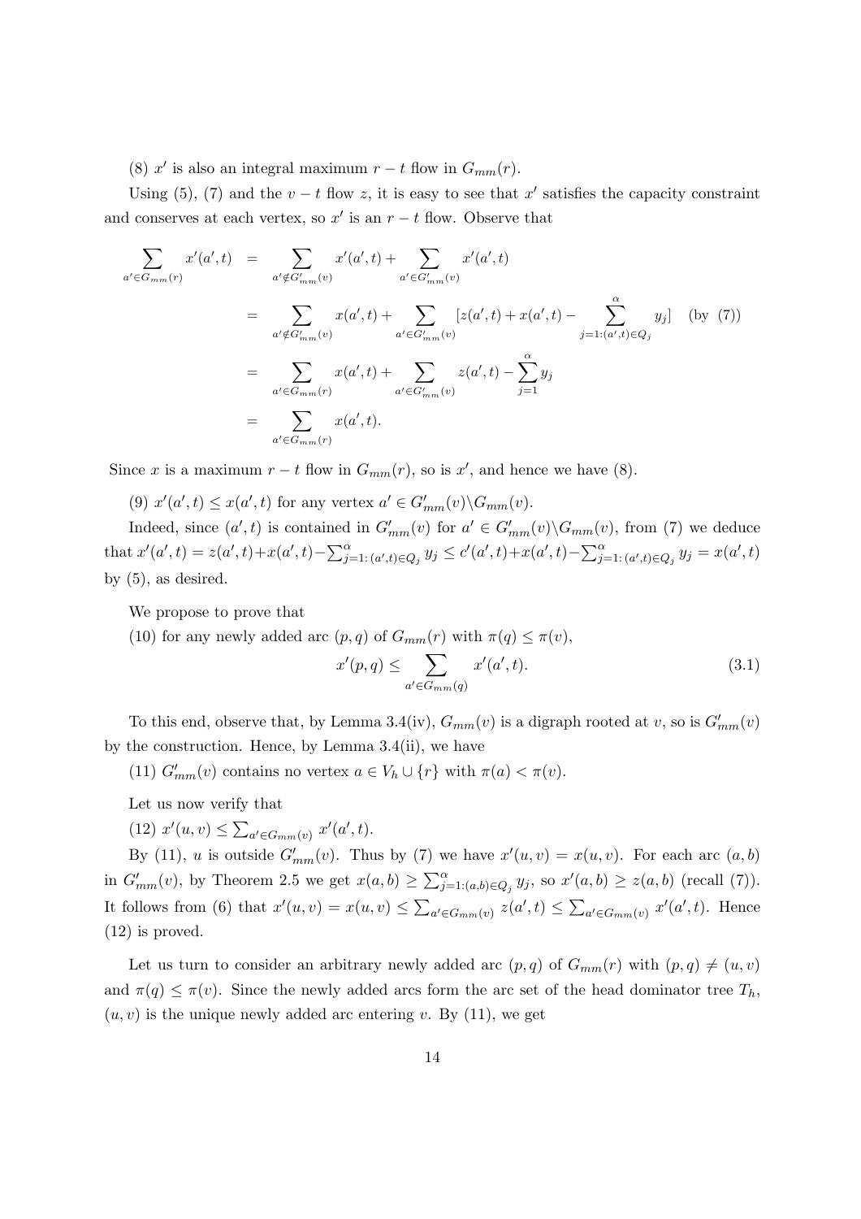(8) $x'$ is also an integral maximum $r-t$ flow in $G_{mm}(r)$.

Using (5), (7) and the $v-t$ flow $z$, it is easy to see that $x'$ satisfies the capacity constraint and conserves at each vertex, so $x'$ is an $r-t$ flow. Observe that

$$
\begin{aligned}
\sum_{a' \in G_{mm}(r)} x'(a',t) &= \sum_{a' \notin G'_{mm}(v)} x'(a',t) + \sum_{a' \in G'_{mm}(v)} x'(a',t) \\
&= \sum_{a' \notin G'_{mm}(v)} x(a',t) + \sum_{a' \in G'_{mm}(v)} [z(a',t) + x(a',t) - \sum_{j=1:(a',t)\in Q_j}^{\alpha} y_j] \quad \text{(by (7))} \\
&= \sum_{a' \in G_{mm}(r)} x(a',t) + \sum_{a' \in G'_{mm}(v)} z(a',t) - \sum_{j=1}^{\alpha} y_j \\
&= \sum_{a' \in G_{mm}(r)} x(a',t).
\end{aligned}
$$

Since $x$ is a maximum $r-t$ flow in $G_{mm}(r)$, so is $x'$, and hence we have (8).

(9) $x'(a',t) \le x(a',t)$ for any vertex $a' \in G'_{mm}(v) \backslash G_{mm}(v)$.

Indeed, since $(a',t)$ is contained in $G'_{mm}(v)$ for $a' \in G'_{mm}(v) \backslash G_{mm}(v)$, from (7) we deduce that $x'(a',t) = z(a',t) + x(a',t) - \sum_{j=1:\,(a',t)\in Q_j}^{\alpha} y_j \le c'(a',t) + x(a',t) - \sum_{j=1:\,(a',t)\in Q_j}^{\alpha} y_j = x(a',t)$ by (5), as desired.

We propose to prove that

(10) for any newly added arc $(p,q)$ of $G_{mm}(r)$ with $\pi(q) \le \pi(v)$,

$$
x'(p,q) \le \sum_{a' \in G_{mm}(q)} x'(a',t). \tag{3.1}
$$

To this end, observe that, by Lemma 3.4(iv), $G_{mm}(v)$ is a digraph rooted at $v$, so is $G'_{mm}(v)$ by the construction. Hence, by Lemma 3.4(ii), we have

(11) $G'_{mm}(v)$ contains no vertex $a \in V_h \cup \{r\}$ with $\pi(a) < \pi(v)$.

Let us now verify that

(12) $x'(u,v) \le \sum_{a' \in G_{mm}(v)} x'(a',t)$.

By (11), $u$ is outside $G'_{mm}(v)$. Thus by (7) we have $x'(u,v) = x(u,v)$. For each arc $(a,b)$ in $G'_{mm}(v)$, by Theorem 2.5 we get $x(a,b) \ge \sum_{j=1:(a,b)\in Q_j}^{\alpha} y_j$, so $x'(a,b) \ge z(a,b)$ (recall (7)). It follows from (6) that $x'(u,v) = x(u,v) \le \sum_{a' \in G_{mm}(v)} z(a',t) \le \sum_{a' \in G_{mm}(v)} x'(a',t)$. Hence (12) is proved.

Let us turn to consider an arbitrary newly added arc $(p,q)$ of $G_{mm}(r)$ with $(p,q) \ne (u,v)$ and $\pi(q) \le \pi(v)$. Since the newly added arcs form the arc set of the head dominator tree $T_h$, $(u,v)$ is the unique newly added arc entering $v$. By (11), we get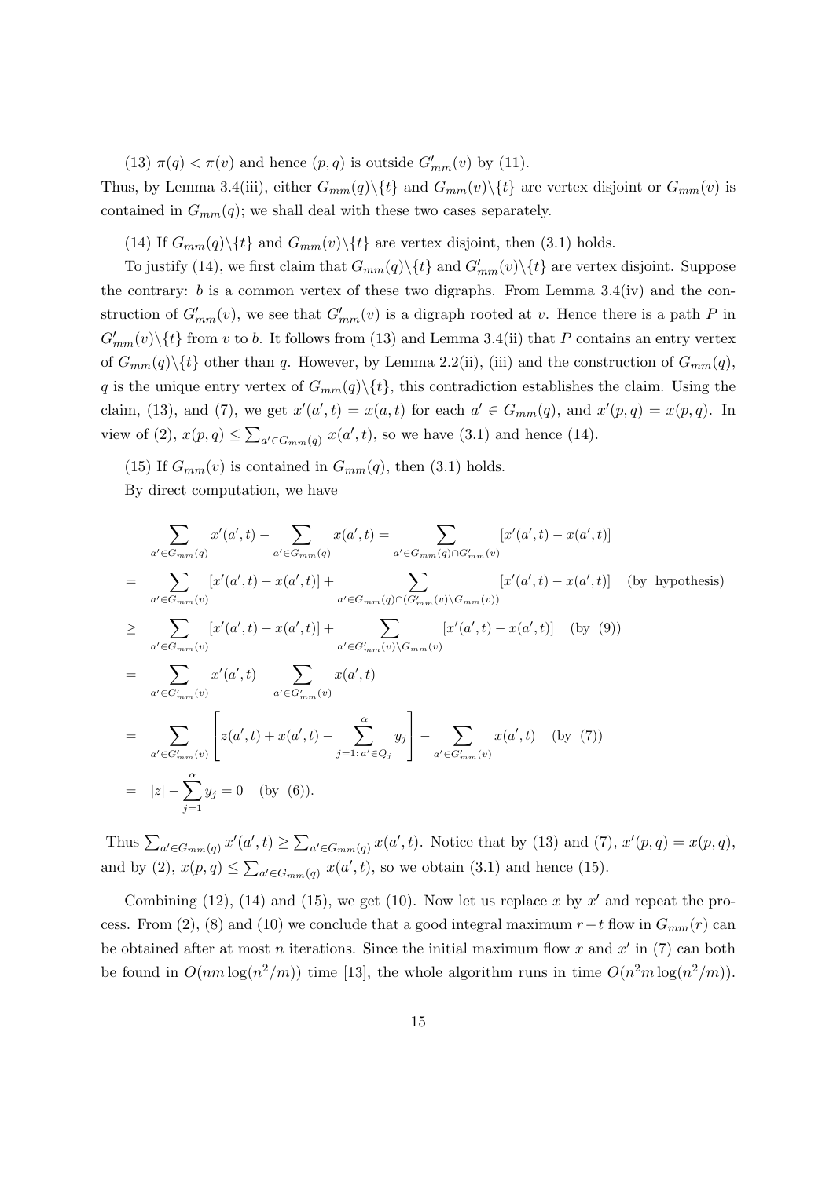(13) $\pi(q) < \pi(v)$ and hence $(p,q)$ is outside $G'_{mm}(v)$ by (11).

Thus, by Lemma 3.4(iii), either $G_{mm}(q)\backslash\{t\}$ and $G_{mm}(v)\backslash\{t\}$ are vertex disjoint or $G_{mm}(v)$ is contained in $G_{mm}(q)$; we shall deal with these two cases separately.

(14) If $G_{mm}(q)\backslash\{t\}$ and $G_{mm}(v)\backslash\{t\}$ are vertex disjoint, then (3.1) holds.

To justify (14), we first claim that $G_{mm}(q)\backslash\{t\}$ and $G'_{mm}(v)\backslash\{t\}$ are vertex disjoint. Suppose the contrary: $b$ is a common vertex of these two digraphs. From Lemma 3.4(iv) and the construction of $G'_{mm}(v)$, we see that $G'_{mm}(v)$ is a digraph rooted at $v$. Hence there is a path $P$ in $G'_{mm}(v)\backslash\{t\}$ from $v$ to $b$. It follows from (13) and Lemma 3.4(ii) that $P$ contains an entry vertex of $G_{mm}(q)\backslash\{t\}$ other than $q$. However, by Lemma 2.2(ii), (iii) and the construction of $G_{mm}(q)$, $q$ is the unique entry vertex of $G_{mm}(q)\backslash\{t\}$, this contradiction establishes the claim. Using the claim, (13), and (7), we get $x'(a',t) = x(a,t)$ for each $a' \in G_{mm}(q)$, and $x'(p,q) = x(p,q)$. In view of (2), $x(p,q) \le \sum_{a'\in G_{mm}(q)} x(a',t)$, so we have (3.1) and hence (14).

(15) If $G_{mm}(v)$ is contained in $G_{mm}(q)$, then (3.1) holds.

By direct computation, we have

$$
\begin{aligned}
& \sum_{a'\in G_{mm}(q)} x'(a',t) - \sum_{a'\in G_{mm}(q)} x(a',t) = \sum_{a'\in G_{mm}(q)\cap G'_{mm}(v)} [x'(a',t) - x(a',t)] \\
= \;& \sum_{a'\in G_{mm}(v)} [x'(a',t) - x(a',t)] + \sum_{a'\in G_{mm}(q)\cap (G'_{mm}(v)\backslash G_{mm}(v))} [x'(a',t) - x(a',t)] \quad \text{(by hypothesis)} \\
\ge \;& \sum_{a'\in G_{mm}(v)} [x'(a',t) - x(a',t)] + \sum_{a'\in G'_{mm}(v)\backslash G_{mm}(v)} [x'(a',t) - x(a',t)] \quad \text{(by (9))} \\
= \;& \sum_{a'\in G'_{mm}(v)} x'(a',t) - \sum_{a'\in G'_{mm}(v)} x(a',t) \\
= \;& \sum_{a'\in G'_{mm}(v)} \left[ z(a',t) + x(a',t) - \sum_{j=1:\, a'\in Q_j}^{\alpha} y_j \right] - \sum_{a'\in G'_{mm}(v)} x(a',t) \quad \text{(by (7))} \\
= \;& |z| - \sum_{j=1}^{\alpha} y_j = 0 \quad \text{(by (6))}.
\end{aligned}
$$

Thus $\sum_{a'\in G_{mm}(q)} x'(a',t) \ge \sum_{a'\in G_{mm}(q)} x(a',t)$. Notice that by (13) and (7), $x'(p,q) = x(p,q)$, and by (2), $x(p,q) \le \sum_{a'\in G_{mm}(q)} x(a',t)$, so we obtain (3.1) and hence (15).

Combining (12), (14) and (15), we get (10). Now let us replace $x$ by $x'$ and repeat the process. From (2), (8) and (10) we conclude that a good integral maximum $r-t$ flow in $G_{mm}(r)$ can be obtained after at most $n$ iterations. Since the initial maximum flow $x$ and $x'$ in (7) can both be found in $O(nm\log(n^2/m))$ time [13], the whole algorithm runs in time $O(n^2m\log(n^2/m))$.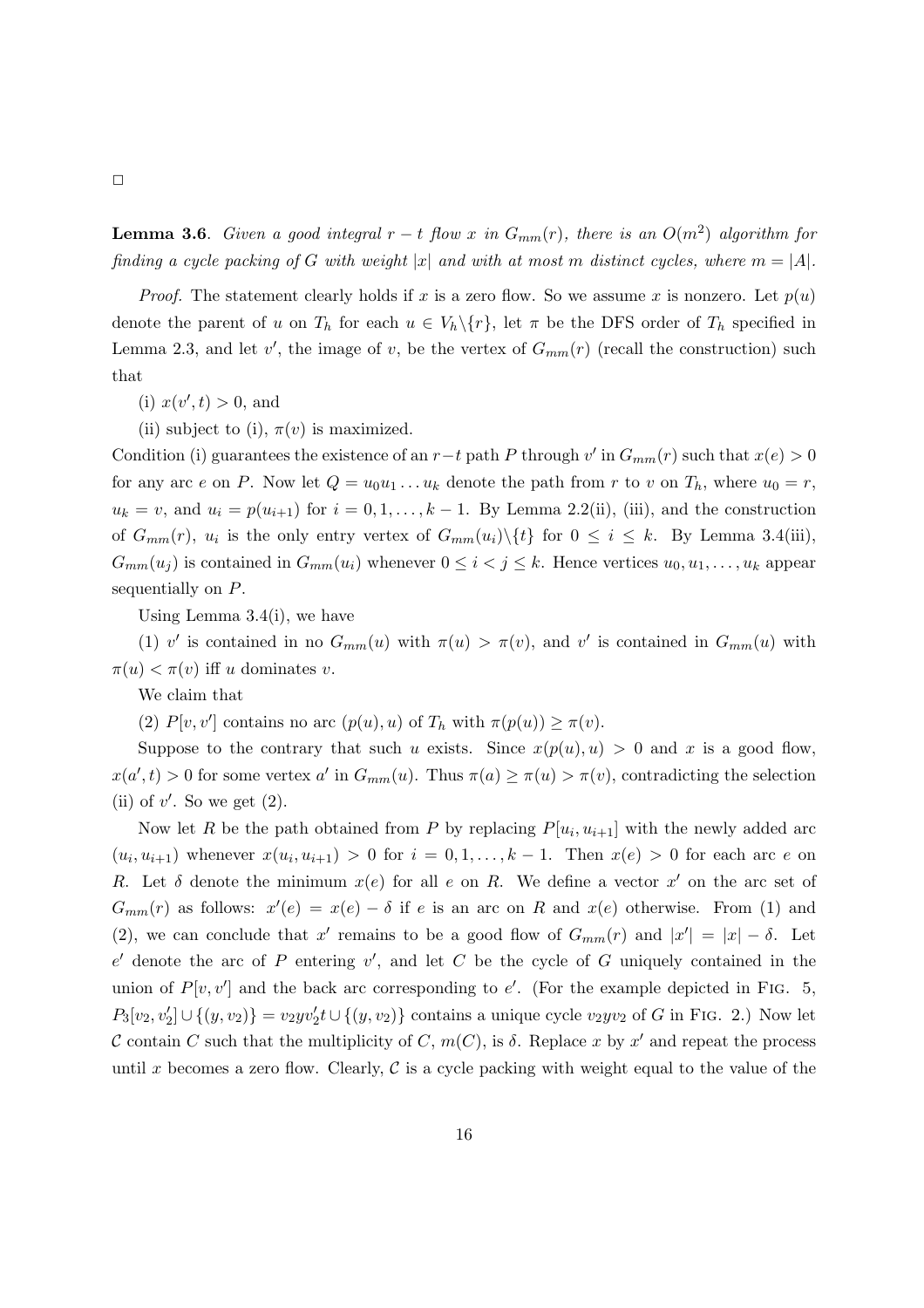□

**Lemma 3.6**. *Given a good integral $r-t$ flow $x$ in $G_{mm}(r)$, there is an $O(m^2)$ algorithm for finding a cycle packing of $G$ with weight $|x|$ and with at most $m$ distinct cycles, where $m = |A|$.*

*Proof.* The statement clearly holds if $x$ is a zero flow. So we assume $x$ is nonzero. Let $p(u)$ denote the parent of $u$ on $T_h$ for each $u \in V_h \backslash \{r\}$, let $\pi$ be the DFS order of $T_h$ specified in Lemma 2.3, and let $v'$, the image of $v$, be the vertex of $G_{mm}(r)$ (recall the construction) such that

(i) $x(v', t) > 0$, and

(ii) subject to (i), $\pi(v)$ is maximized.

Condition (i) guarantees the existence of an $r-t$ path $P$ through $v'$ in $G_{mm}(r)$ such that $x(e) > 0$ for any arc $e$ on $P$. Now let $Q = u_0u_1 \ldots u_k$ denote the path from $r$ to $v$ on $T_h$, where $u_0 = r$, $u_k = v$, and $u_i = p(u_{i+1})$ for $i = 0, 1, \ldots, k-1$. By Lemma 2.2(ii), (iii), and the construction of $G_{mm}(r)$, $u_i$ is the only entry vertex of $G_{mm}(u_i) \backslash \{t\}$ for $0 \leq i \leq k$. By Lemma 3.4(iii), $G_{mm}(u_j)$ is contained in $G_{mm}(u_i)$ whenever $0 \leq i < j \leq k$. Hence vertices $u_0, u_1, \ldots, u_k$ appear sequentially on $P$.

Using Lemma 3.4(i), we have

(1) $v'$ is contained in no $G_{mm}(u)$ with $\pi(u) > \pi(v)$, and $v'$ is contained in $G_{mm}(u)$ with $\pi(u) < \pi(v)$ iff $u$ dominates $v$.

We claim that

(2) $P[v, v']$ contains no arc $(p(u), u)$ of $T_h$ with $\pi(p(u)) \geq \pi(v)$.

Suppose to the contrary that such $u$ exists. Since $x(p(u), u) > 0$ and $x$ is a good flow, $x(a', t) > 0$ for some vertex $a'$ in $G_{mm}(u)$. Thus $\pi(a) \geq \pi(u) > \pi(v)$, contradicting the selection (ii) of $v'$. So we get (2).

Now let $R$ be the path obtained from $P$ by replacing $P[u_i, u_{i+1}]$ with the newly added arc $(u_i, u_{i+1})$ whenever $x(u_i, u_{i+1}) > 0$ for $i = 0, 1, \ldots, k-1$. Then $x(e) > 0$ for each arc $e$ on $R$. Let $\delta$ denote the minimum $x(e)$ for all $e$ on $R$. We define a vector $x'$ on the arc set of $G_{mm}(r)$ as follows: $x'(e) = x(e) - \delta$ if $e$ is an arc on $R$ and $x(e)$ otherwise. From (1) and (2), we can conclude that $x'$ remains to be a good flow of $G_{mm}(r)$ and $|x'| = |x| - \delta$. Let $e'$ denote the arc of $P$ entering $v'$, and let $C$ be the cycle of $G$ uniquely contained in the union of $P[v, v']$ and the back arc corresponding to $e'$. (For the example depicted in FIG. 5, $P_3[v_2, v_2'] \cup \{(y, v_2)\} = v_2yv_2't \cup \{(y, v_2)\}$ contains a unique cycle $v_2yv_2$ of $G$ in FIG. 2.) Now let $\mathcal{C}$ contain $C$ such that the multiplicity of $C$, $m(C)$, is $\delta$. Replace $x$ by $x'$ and repeat the process until $x$ becomes a zero flow. Clearly, $\mathcal{C}$ is a cycle packing with weight equal to the value of the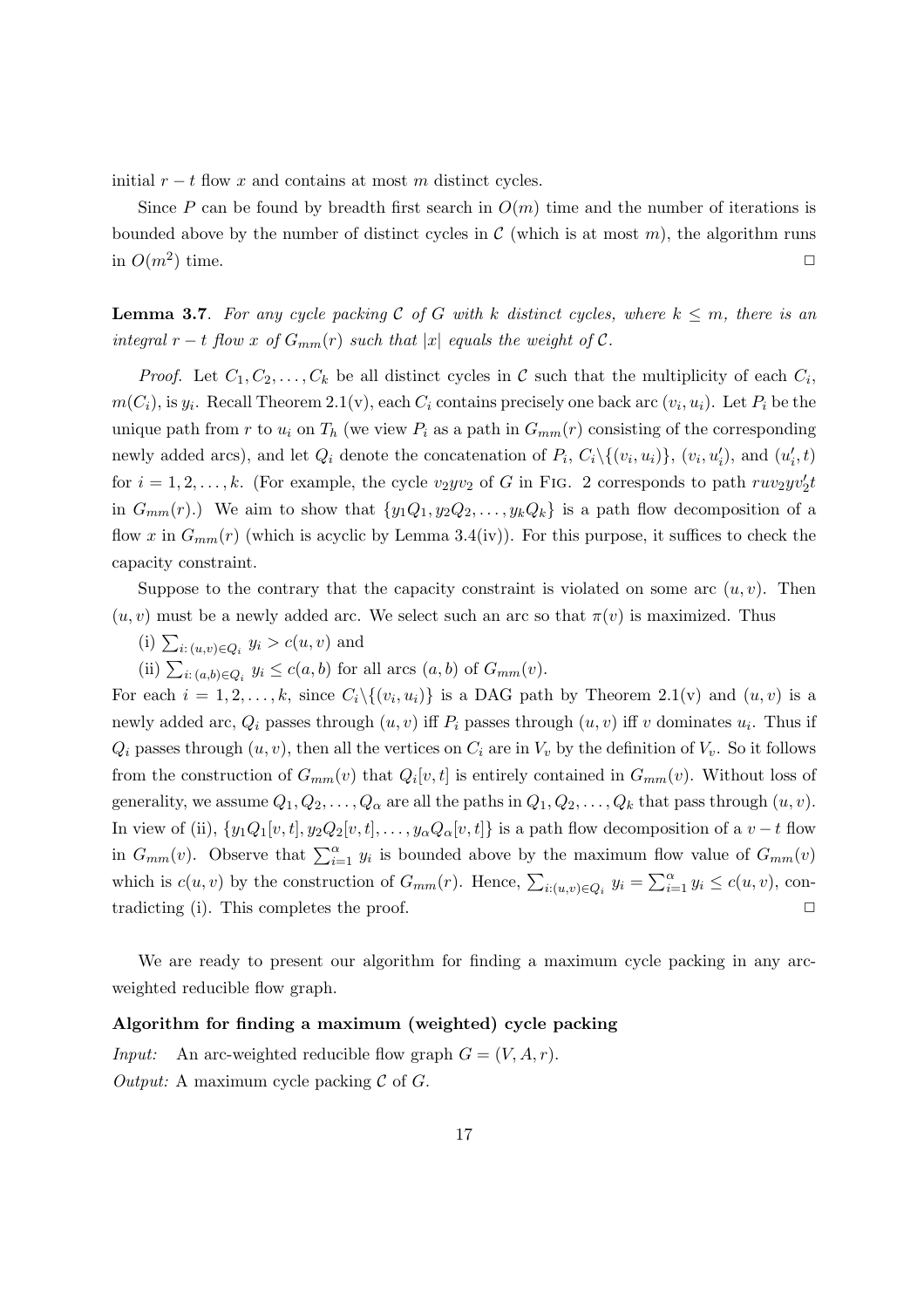initial $r-t$ flow $x$ and contains at most $m$ distinct cycles.

Since $P$ can be found by breadth first search in $O(m)$ time and the number of iterations is bounded above by the number of distinct cycles in $\mathcal{C}$ (which is at most $m$), the algorithm runs in $O(m^2)$ time. $\square$

**Lemma 3.7**. *For any cycle packing $\mathcal{C}$ of $G$ with $k$ distinct cycles, where $k \leq m$, there is an integral $r-t$ flow $x$ of $G_{mm}(r)$ such that $|x|$ equals the weight of $\mathcal{C}$.*

*Proof.* Let $C_1, C_2, \ldots, C_k$ be all distinct cycles in $\mathcal{C}$ such that the multiplicity of each $C_i$, $m(C_i)$, is $y_i$. Recall Theorem 2.1(v), each $C_i$ contains precisely one back arc $(v_i, u_i)$. Let $P_i$ be the unique path from $r$ to $u_i$ on $T_h$ (we view $P_i$ as a path in $G_{mm}(r)$ consisting of the corresponding newly added arcs), and let $Q_i$ denote the concatenation of $P_i$, $C_i \backslash \{(v_i, u_i)\}$, $(v_i, u'_i)$, and $(u'_i, t)$ for $i = 1, 2, \ldots, k$. (For example, the cycle $v_2 y v_2$ of $G$ in FIG. 2 corresponds to path $ruv_2yv'_2t$ in $G_{mm}(r)$.) We aim to show that $\{y_1Q_1, y_2Q_2, \ldots, y_kQ_k\}$ is a path flow decomposition of a flow $x$ in $G_{mm}(r)$ (which is acyclic by Lemma 3.4(iv)). For this purpose, it suffices to check the capacity constraint.

Suppose to the contrary that the capacity constraint is violated on some arc $(u, v)$. Then $(u, v)$ must be a newly added arc. We select such an arc so that $\pi(v)$ is maximized. Thus

(i) $\sum_{i:\,(u,v)\in Q_i} y_i > c(u, v)$ and

(ii) $\sum_{i:\,(a,b)\in Q_i} y_i \leq c(a, b)$ for all arcs $(a, b)$ of $G_{mm}(v)$.

For each $i = 1, 2, \ldots, k$, since $C_i \backslash \{(v_i, u_i)\}$ is a DAG path by Theorem 2.1(v) and $(u, v)$ is a newly added arc, $Q_i$ passes through $(u, v)$ iff $P_i$ passes through $(u, v)$ iff $v$ dominates $u_i$. Thus if $Q_i$ passes through $(u, v)$, then all the vertices on $C_i$ are in $V_v$ by the definition of $V_v$. So it follows from the construction of $G_{mm}(v)$ that $Q_i[v, t]$ is entirely contained in $G_{mm}(v)$. Without loss of generality, we assume $Q_1, Q_2, \ldots, Q_\alpha$ are all the paths in $Q_1, Q_2, \ldots, Q_k$ that pass through $(u, v)$. In view of (ii), $\{y_1Q_1[v, t], y_2Q_2[v, t], \ldots, y_\alpha Q_\alpha[v, t]\}$ is a path flow decomposition of a $v-t$ flow in $G_{mm}(v)$. Observe that $\sum_{i=1}^{\alpha} y_i$ is bounded above by the maximum flow value of $G_{mm}(v)$ which is $c(u, v)$ by the construction of $G_{mm}(r)$. Hence, $\sum_{i:(u,v)\in Q_i} y_i = \sum_{i=1}^{\alpha} y_i \leq c(u, v)$, contradicting (i). This completes the proof. $\square$

We are ready to present our algorithm for finding a maximum cycle packing in any arc-weighted reducible flow graph.

**Algorithm for finding a maximum (weighted) cycle packing**

*Input:* An arc-weighted reducible flow graph $G = (V, A, r)$.

*Output:* A maximum cycle packing $\mathcal{C}$ of $G$.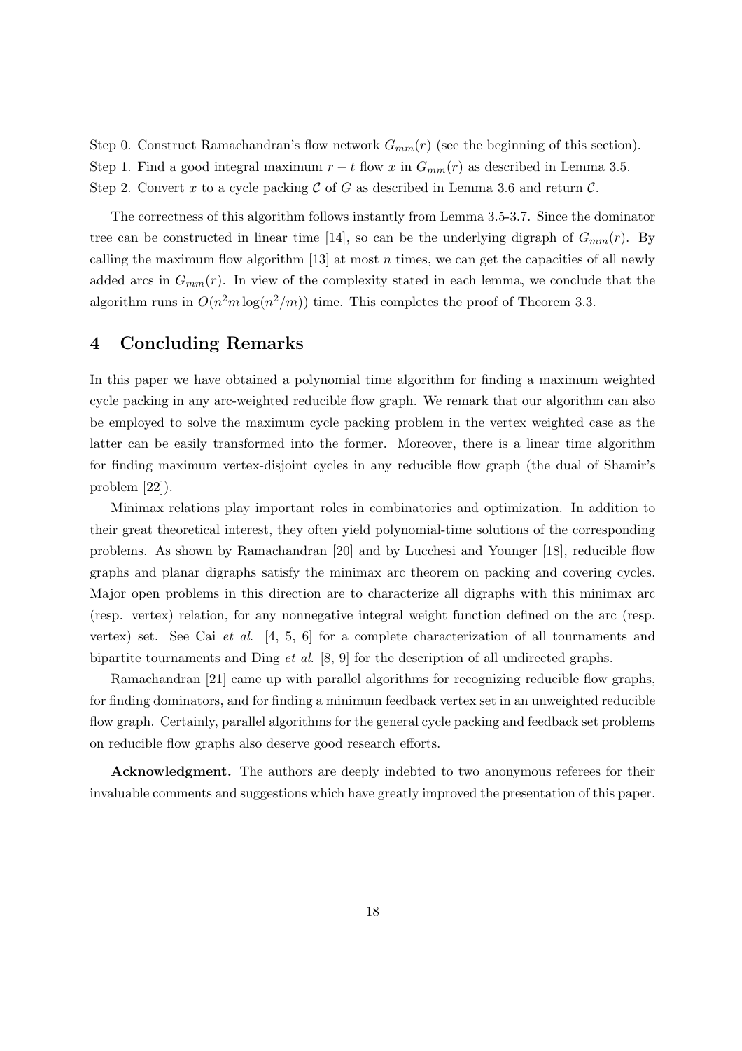Step 0. Construct Ramachandran's flow network $G_{mm}(r)$ (see the beginning of this section).

Step 1. Find a good integral maximum $r-t$ flow $x$ in $G_{mm}(r)$ as described in Lemma 3.5.

Step 2. Convert $x$ to a cycle packing $\mathcal{C}$ of $G$ as described in Lemma 3.6 and return $\mathcal{C}$.

The correctness of this algorithm follows instantly from Lemma 3.5-3.7. Since the dominator tree can be constructed in linear time [14], so can be the underlying digraph of $G_{mm}(r)$. By calling the maximum flow algorithm [13] at most $n$ times, we can get the capacities of all newly added arcs in $G_{mm}(r)$. In view of the complexity stated in each lemma, we conclude that the algorithm runs in $O(n^2 m \log(n^2/m))$ time. This completes the proof of Theorem 3.3.

## 4 Concluding Remarks

In this paper we have obtained a polynomial time algorithm for finding a maximum weighted cycle packing in any arc-weighted reducible flow graph. We remark that our algorithm can also be employed to solve the maximum cycle packing problem in the vertex weighted case as the latter can be easily transformed into the former. Moreover, there is a linear time algorithm for finding maximum vertex-disjoint cycles in any reducible flow graph (the dual of Shamir's problem [22]).

Minimax relations play important roles in combinatorics and optimization. In addition to their great theoretical interest, they often yield polynomial-time solutions of the corresponding problems. As shown by Ramachandran [20] and by Lucchesi and Younger [18], reducible flow graphs and planar digraphs satisfy the minimax arc theorem on packing and covering cycles. Major open problems in this direction are to characterize all digraphs with this minimax arc (resp. vertex) relation, for any nonnegative integral weight function defined on the arc (resp. vertex) set. See Cai *et al.* [4, 5, 6] for a complete characterization of all tournaments and bipartite tournaments and Ding *et al*. [8, 9] for the description of all undirected graphs.

Ramachandran [21] came up with parallel algorithms for recognizing reducible flow graphs, for finding dominators, and for finding a minimum feedback vertex set in an unweighted reducible flow graph. Certainly, parallel algorithms for the general cycle packing and feedback set problems on reducible flow graphs also deserve good research efforts.

**Acknowledgment.** The authors are deeply indebted to two anonymous referees for their invaluable comments and suggestions which have greatly improved the presentation of this paper.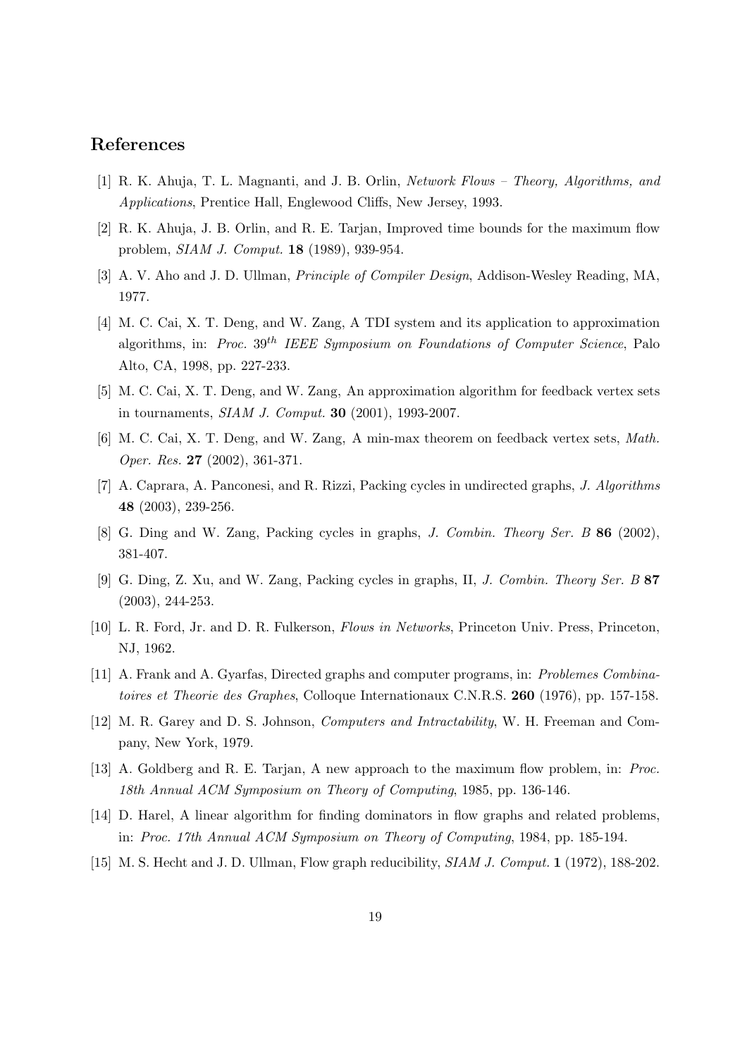## References

[1] R. K. Ahuja, T. L. Magnanti, and J. B. Orlin, *Network Flows – Theory, Algorithms, and Applications*, Prentice Hall, Englewood Cliffs, New Jersey, 1993.

[2] R. K. Ahuja, J. B. Orlin, and R. E. Tarjan, Improved time bounds for the maximum flow problem, *SIAM J. Comput.* **18** (1989), 939-954.

[3] A. V. Aho and J. D. Ullman, *Principle of Compiler Design*, Addison-Wesley Reading, MA, 1977.

[4] M. C. Cai, X. T. Deng, and W. Zang, A TDI system and its application to approximation algorithms, in: *Proc. 39$^{th}$ IEEE Symposium on Foundations of Computer Science*, Palo Alto, CA, 1998, pp. 227-233.

[5] M. C. Cai, X. T. Deng, and W. Zang, An approximation algorithm for feedback vertex sets in tournaments, *SIAM J. Comput.* **30** (2001), 1993-2007.

[6] M. C. Cai, X. T. Deng, and W. Zang, A min-max theorem on feedback vertex sets, *Math. Oper. Res.* **27** (2002), 361-371.

[7] A. Caprara, A. Panconesi, and R. Rizzi, Packing cycles in undirected graphs, *J. Algorithms* **48** (2003), 239-256.

[8] G. Ding and W. Zang, Packing cycles in graphs, *J. Combin. Theory Ser. B* **86** (2002), 381-407.

[9] G. Ding, Z. Xu, and W. Zang, Packing cycles in graphs, II, *J. Combin. Theory Ser. B* **87** (2003), 244-253.

[10] L. R. Ford, Jr. and D. R. Fulkerson, *Flows in Networks*, Princeton Univ. Press, Princeton, NJ, 1962.

[11] A. Frank and A. Gyarfas, Directed graphs and computer programs, in: *Problemes Combinatoires et Theorie des Graphes*, Colloque Internationaux C.N.R.S. **260** (1976), pp. 157-158.

[12] M. R. Garey and D. S. Johnson, *Computers and Intractability*, W. H. Freeman and Company, New York, 1979.

[13] A. Goldberg and R. E. Tarjan, A new approach to the maximum flow problem, in: *Proc. 18th Annual ACM Symposium on Theory of Computing*, 1985, pp. 136-146.

[14] D. Harel, A linear algorithm for finding dominators in flow graphs and related problems, in: *Proc. 17th Annual ACM Symposium on Theory of Computing*, 1984, pp. 185-194.

[15] M. S. Hecht and J. D. Ullman, Flow graph reducibility, *SIAM J. Comput.* **1** (1972), 188-202.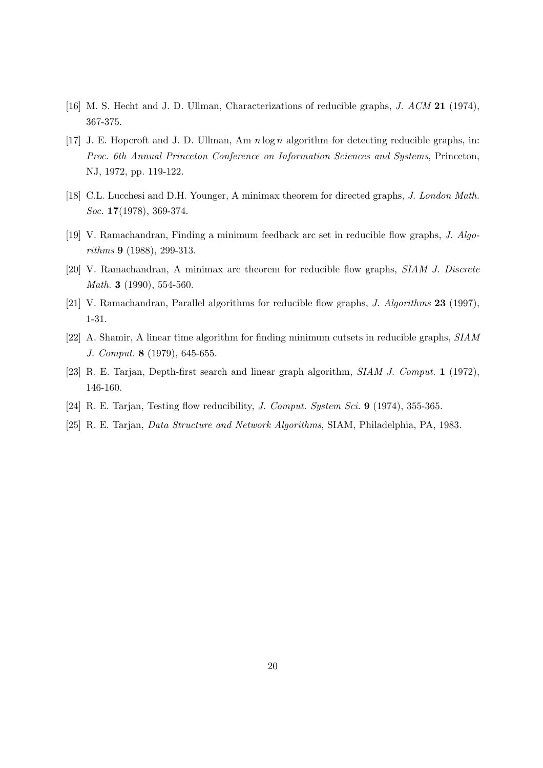[16] M. S. Hecht and J. D. Ullman, Characterizations of reducible graphs, *J. ACM* **21** (1974), 367-375.

[17] J. E. Hopcroft and J. D. Ullman, Am $n \log n$ algorithm for detecting reducible graphs, in: *Proc. 6th Annual Princeton Conference on Information Sciences and Systems*, Princeton, NJ, 1972, pp. 119-122.

[18] C.L. Lucchesi and D.H. Younger, A minimax theorem for directed graphs, *J. London Math. Soc.* **17**(1978), 369-374.

[19] V. Ramachandran, Finding a minimum feedback arc set in reducible flow graphs, *J. Algorithms* **9** (1988), 299-313.

[20] V. Ramachandran, A minimax arc theorem for reducible flow graphs, *SIAM J. Discrete Math.* **3** (1990), 554-560.

[21] V. Ramachandran, Parallel algorithms for reducible flow graphs, *J. Algorithms* **23** (1997), 1-31.

[22] A. Shamir, A linear time algorithm for finding minimum cutsets in reducible graphs, *SIAM J. Comput.* **8** (1979), 645-655.

[23] R. E. Tarjan, Depth-first search and linear graph algorithm, *SIAM J. Comput.* **1** (1972), 146-160.

[24] R. E. Tarjan, Testing flow reducibility, *J. Comput. System Sci.* **9** (1974), 355-365.

[25] R. E. Tarjan, *Data Structure and Network Algorithms*, SIAM, Philadelphia, PA, 1983.